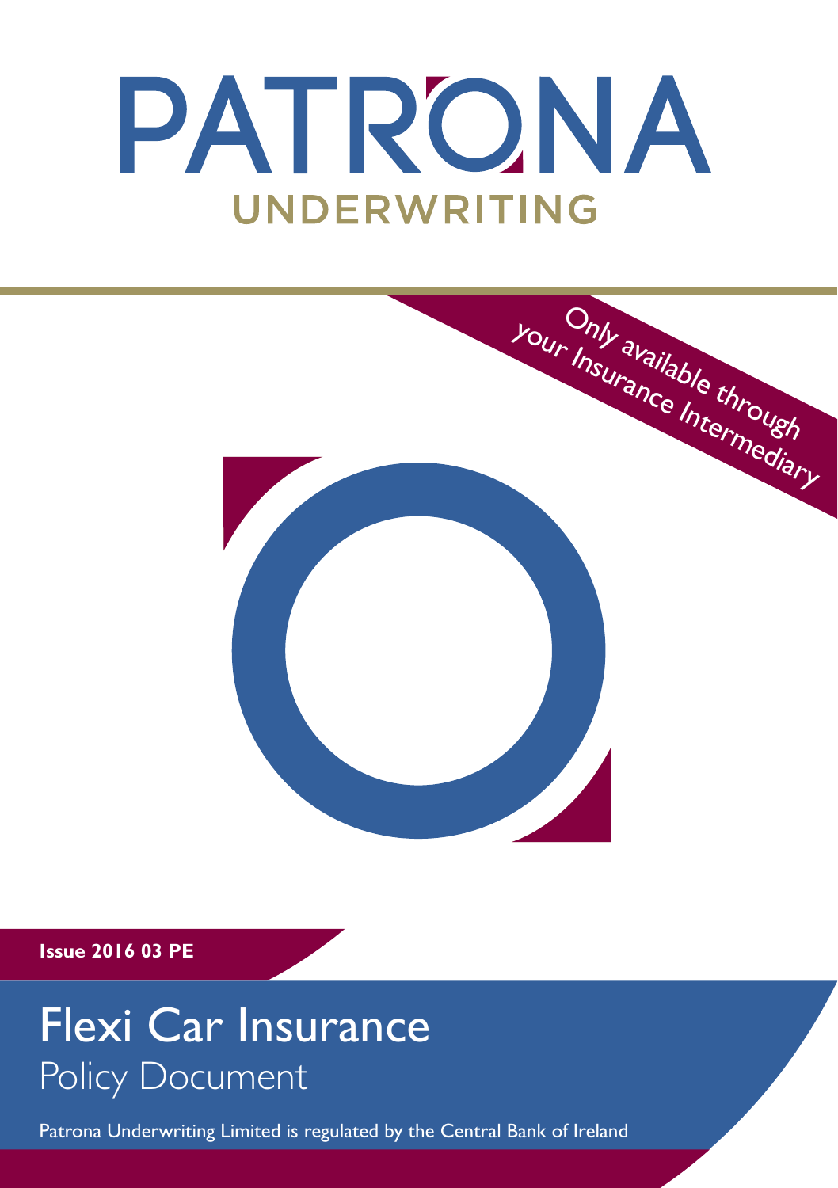# PATRONA

UNDERWRITING

Only available through your Insurance Intermediary

**Issue 2016 03 PE**

# Flexi Car Insurance

## Policy Document

Patrona Underwriting Limited is regulated by the Central Bank of Ireland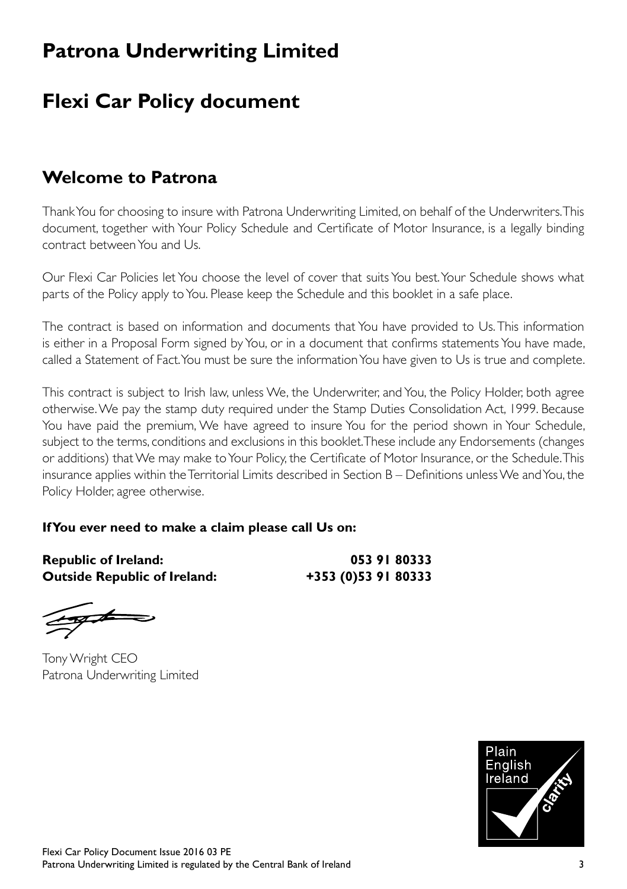# Patrona Underwriting Limited

# Flexi Car Policy document

## Welcome to Patrona

Thank You for choosing to insure with Patrona Underwriting Limited, on behalf of the Underwriters. This document, together with Your Policy Schedule and Certificate of Motor Insurance, is a legally binding contract between You and Us.

Our Flexi Car Policies let You choose the level of cover that suits You best. Your Schedule shows what parts of the Policy apply to You. Please keep the Schedule and this booklet in a safe place.

The contract is based on information and documents that You have provided to Us. This information is either in a Proposal Form signed by You, or in a document that confirms statements You have made, called a Statement of Fact. You must be sure the information You have given to Us is true and complete.

This contract is subject to Irish law, unless We, the Underwriter, and You, the Policy Holder, both agree otherwise. We pay the stamp duty required under the Stamp Duties Consolidation Act, 1999. Because You have paid the premium, We have agreed to insure You for the period shown in Your Schedule, subject to the terms, conditions and exclusions in this booklet. These include any Endorsements (changes or additions) that We may make to Your Policy, the Certificate of Motor Insurance, or the Schedule. This insurance applies within the Territorial Limits described in Section B – Definitions unless We and You, the Policy Holder, agree otherwise.

**If You ever need to make a claim please call Us on:**

| | |
|---|---|
| **Republic of Ireland:** | **053 91 80333** |
| **Outside Republic of Ireland:** | **+353 (0)53 91 80333** |

Tony Wright CEO
Patrona Underwriting Limited

Plain English Ireland clarity

Flexi Car Policy Document Issue 2016 03 PE
Patrona Underwriting Limited is regulated by the Central Bank of Ireland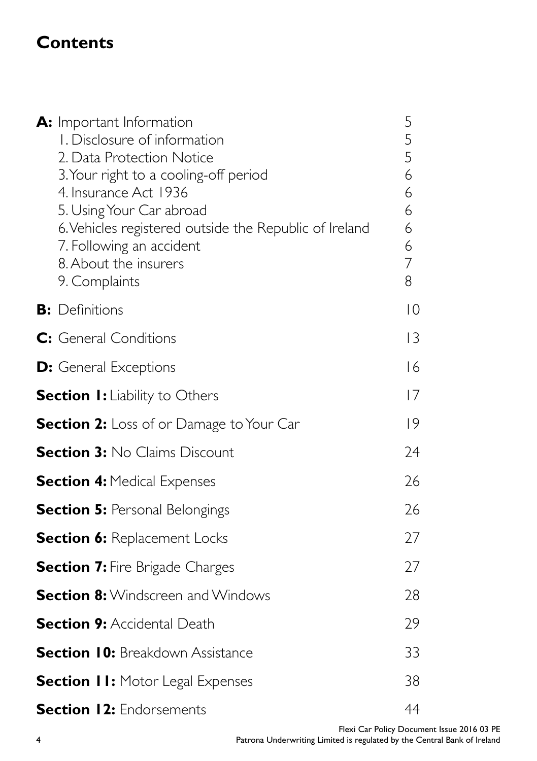# Contents

| | |
|---|---|
| **A:** Important Information | 5 |
| 1. Disclosure of information | 5 |
| 2. Data Protection Notice | 5 |
| 3. Your right to a cooling-off period | 6 |
| 4. Insurance Act 1936 | 6 |
| 5. Using Your Car abroad | 6 |
| 6. Vehicles registered outside the Republic of Ireland | 6 |
| 7. Following an accident | 6 |
| 8. About the insurers | 7 |
| 9. Complaints | 8 |
| **B:** Definitions | 10 |
| **C:** General Conditions | 13 |
| **D:** General Exceptions | 16 |
| **Section 1:** Liability to Others | 17 |
| **Section 2:** Loss of or Damage to Your Car | 19 |
| **Section 3:** No Claims Discount | 24 |
| **Section 4:** Medical Expenses | 26 |
| **Section 5:** Personal Belongings | 26 |
| **Section 6:** Replacement Locks | 27 |
| **Section 7:** Fire Brigade Charges | 27 |
| **Section 8:** Windscreen and Windows | 28 |
| **Section 9:** Accidental Death | 29 |
| **Section 10:** Breakdown Assistance | 33 |
| **Section 11:** Motor Legal Expenses | 38 |
| **Section 12:** Endorsements | 44 |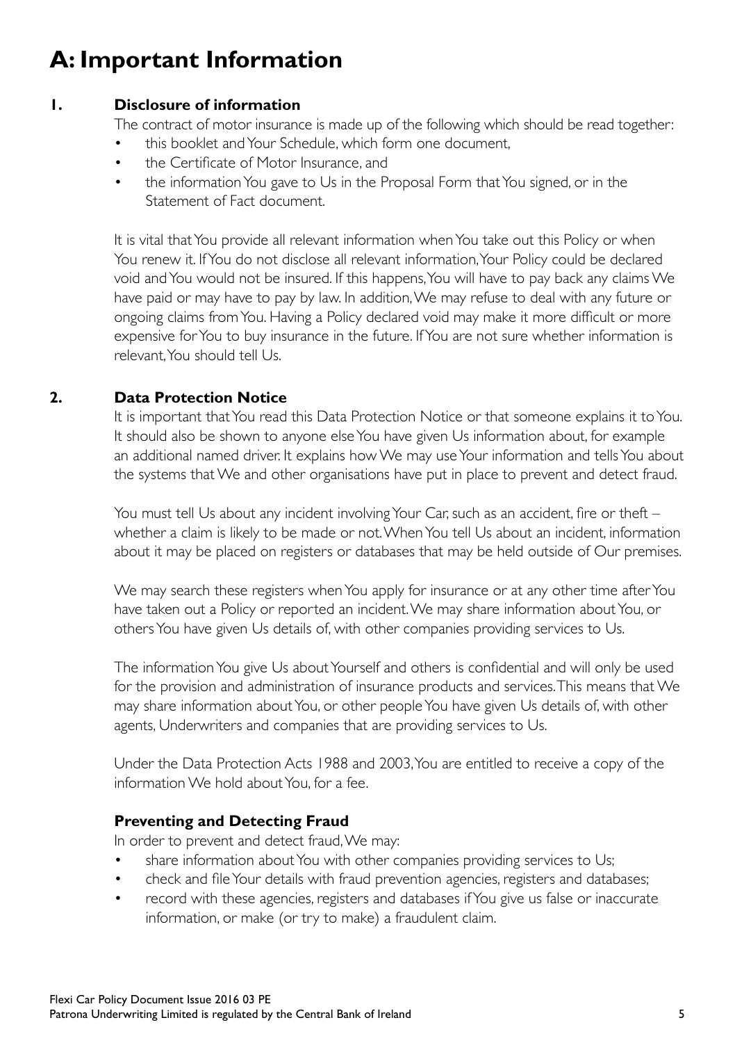# A: Important Information

## 1. Disclosure of information

The contract of motor insurance is made up of the following which should be read together:

- this booklet and Your Schedule, which form one document,
- the Certificate of Motor Insurance, and
- the information You gave to Us in the Proposal Form that You signed, or in the Statement of Fact document.

It is vital that You provide all relevant information when You take out this Policy or when You renew it. If You do not disclose all relevant information, Your Policy could be declared void and You would not be insured. If this happens, You will have to pay back any claims We have paid or may have to pay by law. In addition, We may refuse to deal with any future or ongoing claims from You. Having a Policy declared void may make it more difficult or more expensive for You to buy insurance in the future. If You are not sure whether information is relevant, You should tell Us.

## 2. Data Protection Notice

It is important that You read this Data Protection Notice or that someone explains it to You. It should also be shown to anyone else You have given Us information about, for example an additional named driver. It explains how We may use Your information and tells You about the systems that We and other organisations have put in place to prevent and detect fraud.

You must tell Us about any incident involving Your Car, such as an accident, fire or theft – whether a claim is likely to be made or not. When You tell Us about an incident, information about it may be placed on registers or databases that may be held outside of Our premises.

We may search these registers when You apply for insurance or at any other time after You have taken out a Policy or reported an incident. We may share information about You, or others You have given Us details of, with other companies providing services to Us.

The information You give Us about Yourself and others is confidential and will only be used for the provision and administration of insurance products and services. This means that We may share information about You, or other people You have given Us details of, with other agents, Underwriters and companies that are providing services to Us.

Under the Data Protection Acts 1988 and 2003, You are entitled to receive a copy of the information We hold about You, for a fee.

### Preventing and Detecting Fraud

In order to prevent and detect fraud, We may:

- share information about You with other companies providing services to Us;
- check and file Your details with fraud prevention agencies, registers and databases;
- record with these agencies, registers and databases if You give us false or inaccurate information, or make (or try to make) a fraudulent claim.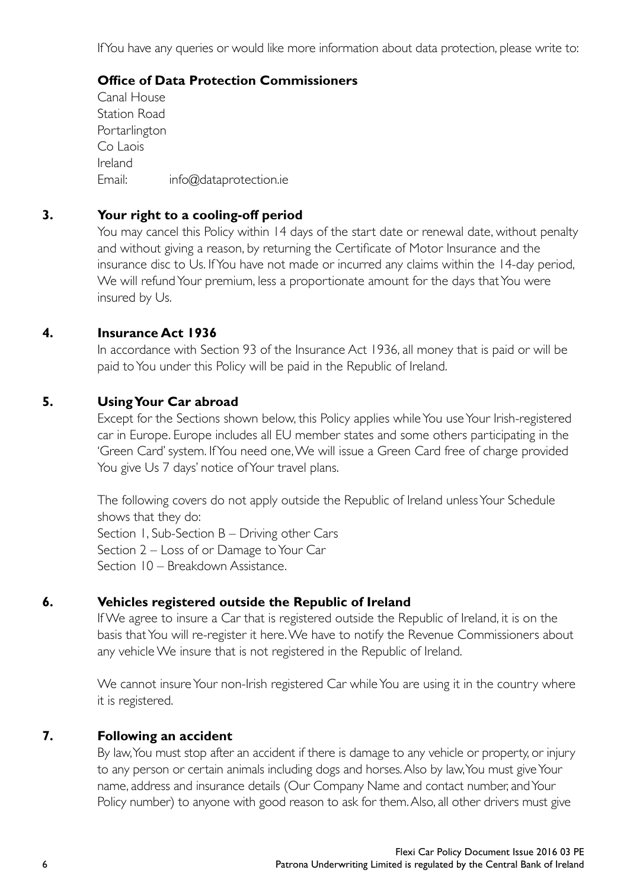If You have any queries or would like more information about data protection, please write to:

**Office of Data Protection Commissioners**
Canal House
Station Road
Portarlington
Co Laois
Ireland
Email: info@dataprotection.ie

## 3. Your right to a cooling-off period

You may cancel this Policy within 14 days of the start date or renewal date, without penalty and without giving a reason, by returning the Certificate of Motor Insurance and the insurance disc to Us. If You have not made or incurred any claims within the 14-day period, We will refund Your premium, less a proportionate amount for the days that You were insured by Us.

## 4. Insurance Act 1936

In accordance with Section 93 of the Insurance Act 1936, all money that is paid or will be paid to You under this Policy will be paid in the Republic of Ireland.

## 5. Using Your Car abroad

Except for the Sections shown below, this Policy applies while You use Your Irish-registered car in Europe. Europe includes all EU member states and some others participating in the 'Green Card' system. If You need one, We will issue a Green Card free of charge provided You give Us 7 days' notice of Your travel plans.

The following covers do not apply outside the Republic of Ireland unless Your Schedule shows that they do:
Section 1, Sub-Section B – Driving other Cars
Section 2 – Loss of or Damage to Your Car
Section 10 – Breakdown Assistance.

## 6. Vehicles registered outside the Republic of Ireland

If We agree to insure a Car that is registered outside the Republic of Ireland, it is on the basis that You will re-register it here. We have to notify the Revenue Commissioners about any vehicle We insure that is not registered in the Republic of Ireland.

We cannot insure Your non-Irish registered Car while You are using it in the country where it is registered.

## 7. Following an accident

By law, You must stop after an accident if there is damage to any vehicle or property, or injury to any person or certain animals including dogs and horses. Also by law, You must give Your name, address and insurance details (Our Company Name and contact number, and Your Policy number) to anyone with good reason to ask for them. Also, all other drivers must give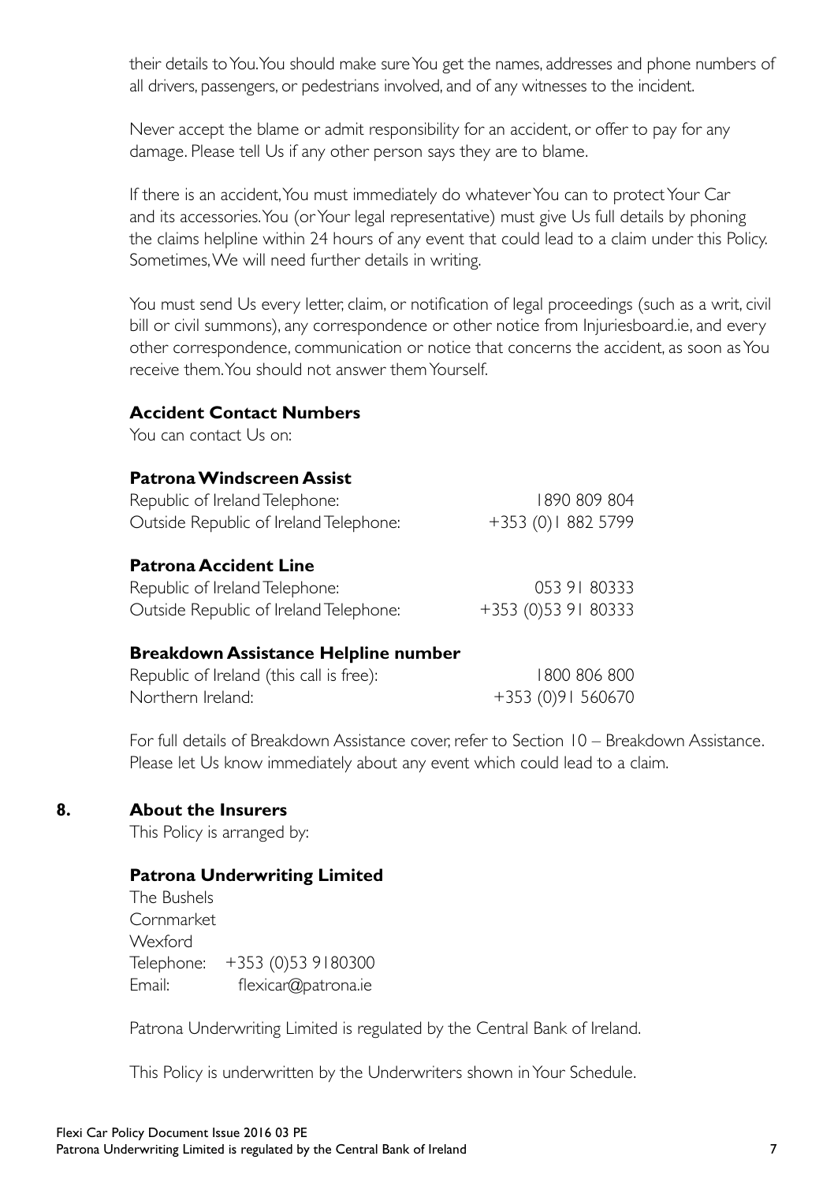their details to You. You should make sure You get the names, addresses and phone numbers of all drivers, passengers, or pedestrians involved, and of any witnesses to the incident.

Never accept the blame or admit responsibility for an accident, or offer to pay for any damage. Please tell Us if any other person says they are to blame.

If there is an accident, You must immediately do whatever You can to protect Your Car and its accessories. You (or Your legal representative) must give Us full details by phoning the claims helpline within 24 hours of any event that could lead to a claim under this Policy. Sometimes, We will need further details in writing.

You must send Us every letter, claim, or notification of legal proceedings (such as a writ, civil bill or civil summons), any correspondence or other notice from Injuriesboard.ie, and every other correspondence, communication or notice that concerns the accident, as soon as You receive them. You should not answer them Yourself.

**Accident Contact Numbers**

You can contact Us on:

**Patrona Windscreen Assist**

| | |
|---|---|
| Republic of Ireland Telephone: | 1890 809 804 |
| Outside Republic of Ireland Telephone: | +353 (0)1 882 5799 |

**Patrona Accident Line**

| | |
|---|---|
| Republic of Ireland Telephone: | 053 91 80333 |
| Outside Republic of Ireland Telephone: | +353 (0)53 91 80333 |

**Breakdown Assistance Helpline number**

| | |
|---|---|
| Republic of Ireland (this call is free): | 1800 806 800 |
| Northern Ireland: | +353 (0)91 560670 |

For full details of Breakdown Assistance cover, refer to Section 10 – Breakdown Assistance. Please let Us know immediately about any event which could lead to a claim.

## 8. About the Insurers

This Policy is arranged by:

**Patrona Underwriting Limited**

The Bushels
Cornmarket
Wexford
Telephone: +353 (0)53 9180300
Email: flexicar@patrona.ie

Patrona Underwriting Limited is regulated by the Central Bank of Ireland.

This Policy is underwritten by the Underwriters shown in Your Schedule.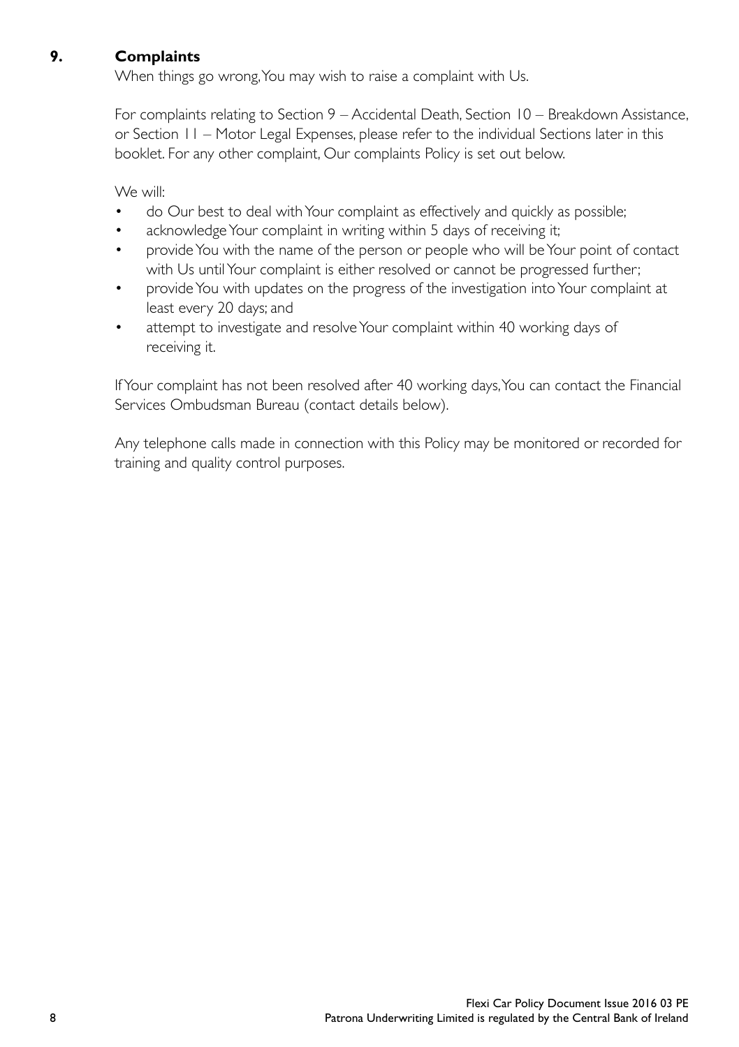## 9. Complaints

When things go wrong, You may wish to raise a complaint with Us.

For complaints relating to Section 9 – Accidental Death, Section 10 – Breakdown Assistance, or Section 11 – Motor Legal Expenses, please refer to the individual Sections later in this booklet. For any other complaint, Our complaints Policy is set out below.

We will:

- do Our best to deal with Your complaint as effectively and quickly as possible;
- acknowledge Your complaint in writing within 5 days of receiving it;
- provide You with the name of the person or people who will be Your point of contact with Us until Your complaint is either resolved or cannot be progressed further;
- provide You with updates on the progress of the investigation into Your complaint at least every 20 days; and
- attempt to investigate and resolve Your complaint within 40 working days of receiving it.

If Your complaint has not been resolved after 40 working days, You can contact the Financial Services Ombudsman Bureau (contact details below).

Any telephone calls made in connection with this Policy may be monitored or recorded for training and quality control purposes.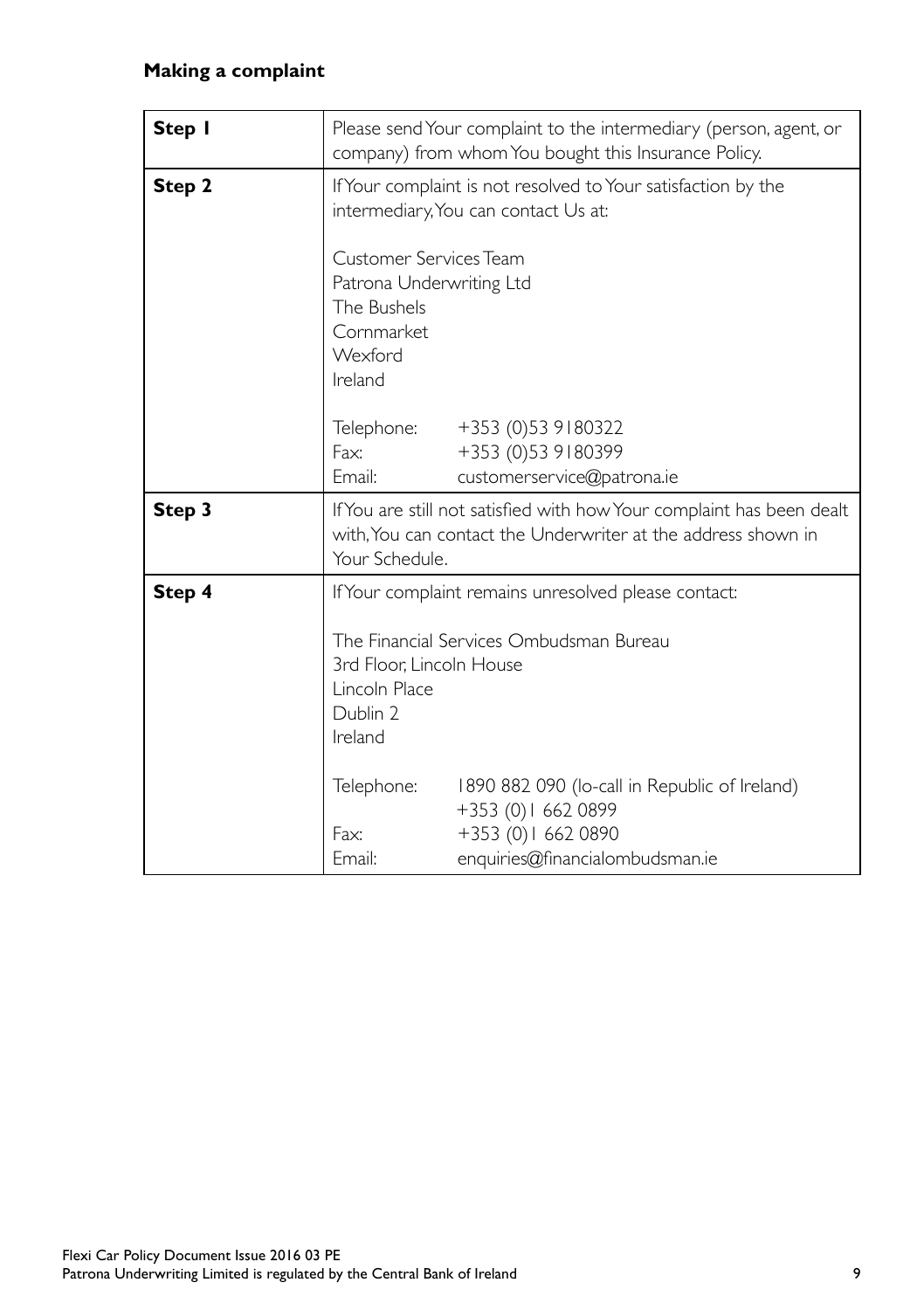## Making a complaint

| | |
|---|---|
| **Step 1** | Please send Your complaint to the intermediary (person, agent, or company) from whom You bought this Insurance Policy. |
| **Step 2** | If Your complaint is not resolved to Your satisfaction by the intermediary, You can contact Us at:<br><br>Customer Services Team<br>Patrona Underwriting Ltd<br>The Bushels<br>Cornmarket<br>Wexford<br>Ireland<br><br>Telephone: +353 (0)53 9180322<br>Fax: +353 (0)53 9180399<br>Email: customerservice@patrona.ie |
| **Step 3** | If You are still not satisfied with how Your complaint has been dealt with, You can contact the Underwriter at the address shown in Your Schedule. |
| **Step 4** | If Your complaint remains unresolved please contact:<br><br>The Financial Services Ombudsman Bureau<br>3rd Floor, Lincoln House<br>Lincoln Place<br>Dublin 2<br>Ireland<br><br>Telephone: 1890 882 090 (lo-call in Republic of Ireland)<br>+353 (0)1 662 0899<br>Fax: +353 (0)1 662 0890<br>Email: enquiries@financialombudsman.ie |

Flexi Car Policy Document Issue 2016 03 PE
Patrona Underwriting Limited is regulated by the Central Bank of Ireland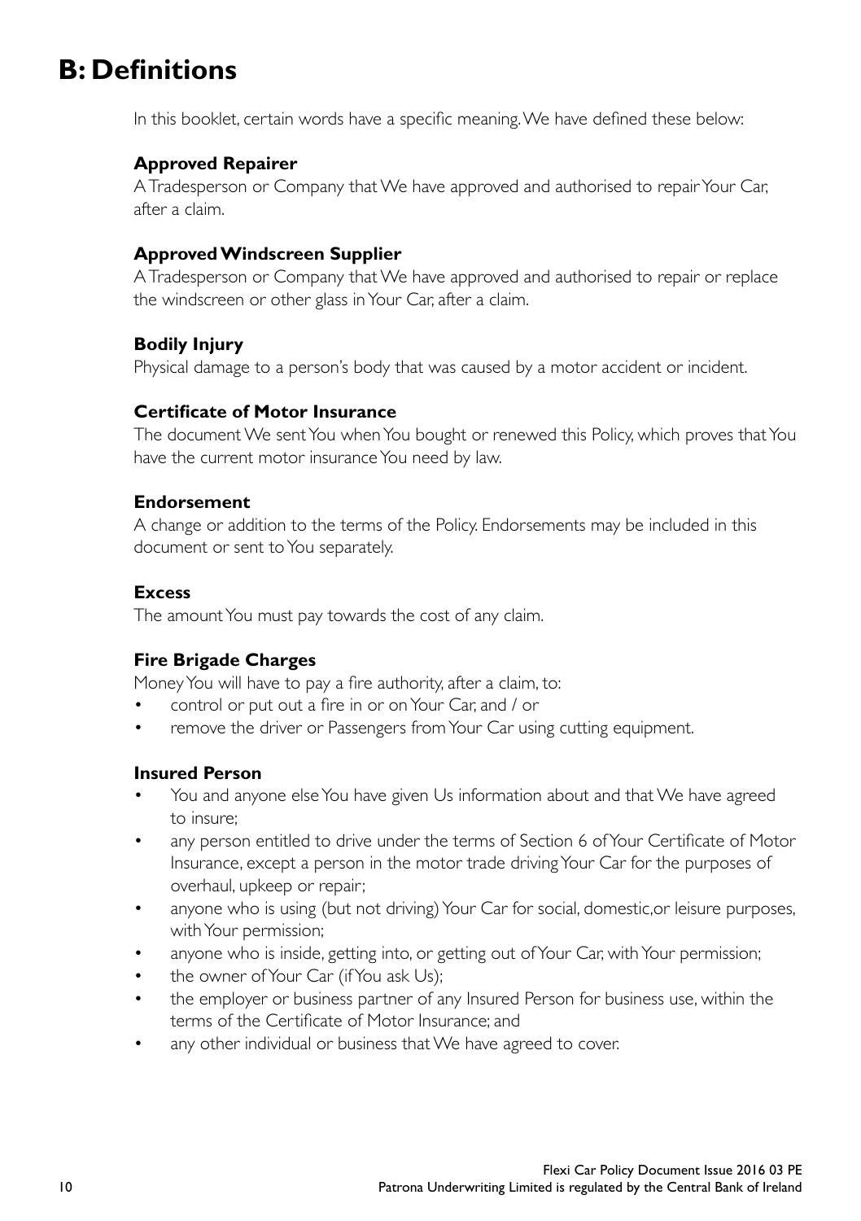# B: Definitions

In this booklet, certain words have a specific meaning. We have defined these below:

### Approved Repairer

A Tradesperson or Company that We have approved and authorised to repair Your Car, after a claim.

### Approved Windscreen Supplier

A Tradesperson or Company that We have approved and authorised to repair or replace the windscreen or other glass in Your Car, after a claim.

### Bodily Injury

Physical damage to a person's body that was caused by a motor accident or incident.

### Certificate of Motor Insurance

The document We sent You when You bought or renewed this Policy, which proves that You have the current motor insurance You need by law.

### Endorsement

A change or addition to the terms of the Policy. Endorsements may be included in this document or sent to You separately.

### Excess

The amount You must pay towards the cost of any claim.

### Fire Brigade Charges

Money You will have to pay a fire authority, after a claim, to:

- control or put out a fire in or on Your Car, and / or
- remove the driver or Passengers from Your Car using cutting equipment.

### Insured Person

- You and anyone else You have given Us information about and that We have agreed to insure;
- any person entitled to drive under the terms of Section 6 of Your Certificate of Motor Insurance, except a person in the motor trade driving Your Car for the purposes of overhaul, upkeep or repair;
- anyone who is using (but not driving) Your Car for social, domestic,or leisure purposes, with Your permission;
- anyone who is inside, getting into, or getting out of Your Car, with Your permission;
- the owner of Your Car (if You ask Us);
- the employer or business partner of any Insured Person for business use, within the terms of the Certificate of Motor Insurance; and
- any other individual or business that We have agreed to cover.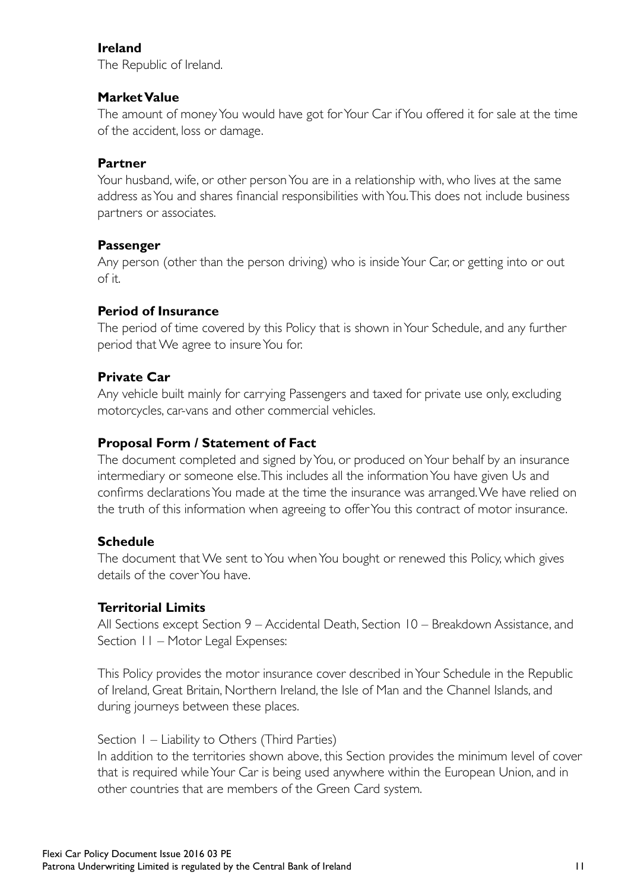**Ireland**

The Republic of Ireland.

**Market Value**

The amount of money You would have got for Your Car if You offered it for sale at the time of the accident, loss or damage.

**Partner**

Your husband, wife, or other person You are in a relationship with, who lives at the same address as You and shares financial responsibilities with You. This does not include business partners or associates.

**Passenger**

Any person (other than the person driving) who is inside Your Car, or getting into or out of it.

**Period of Insurance**

The period of time covered by this Policy that is shown in Your Schedule, and any further period that We agree to insure You for.

**Private Car**

Any vehicle built mainly for carrying Passengers and taxed for private use only, excluding motorcycles, car-vans and other commercial vehicles.

**Proposal Form / Statement of Fact**

The document completed and signed by You, or produced on Your behalf by an insurance intermediary or someone else. This includes all the information You have given Us and confirms declarations You made at the time the insurance was arranged. We have relied on the truth of this information when agreeing to offer You this contract of motor insurance.

**Schedule**

The document that We sent to You when You bought or renewed this Policy, which gives details of the cover You have.

**Territorial Limits**

All Sections except Section 9 – Accidental Death, Section 10 – Breakdown Assistance, and Section 11 – Motor Legal Expenses:

This Policy provides the motor insurance cover described in Your Schedule in the Republic of Ireland, Great Britain, Northern Ireland, the Isle of Man and the Channel Islands, and during journeys between these places.

Section 1 – Liability to Others (Third Parties)

In addition to the territories shown above, this Section provides the minimum level of cover that is required while Your Car is being used anywhere within the European Union, and in other countries that are members of the Green Card system.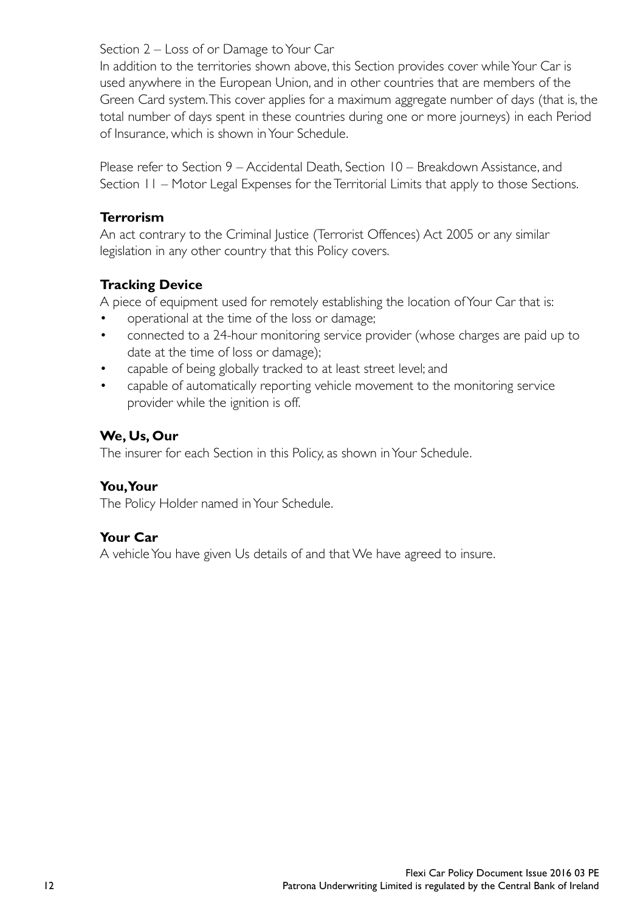Section 2 – Loss of or Damage to Your Car
In addition to the territories shown above, this Section provides cover while Your Car is used anywhere in the European Union, and in other countries that are members of the Green Card system. This cover applies for a maximum aggregate number of days (that is, the total number of days spent in these countries during one or more journeys) in each Period of Insurance, which is shown in Your Schedule.

Please refer to Section 9 – Accidental Death, Section 10 – Breakdown Assistance, and Section 11 – Motor Legal Expenses for the Territorial Limits that apply to those Sections.

**Terrorism**
An act contrary to the Criminal Justice (Terrorist Offences) Act 2005 or any similar legislation in any other country that this Policy covers.

**Tracking Device**
A piece of equipment used for remotely establishing the location of Your Car that is:

- operational at the time of the loss or damage;
- connected to a 24-hour monitoring service provider (whose charges are paid up to date at the time of loss or damage);
- capable of being globally tracked to at least street level; and
- capable of automatically reporting vehicle movement to the monitoring service provider while the ignition is off.

**We, Us, Our**
The insurer for each Section in this Policy, as shown in Your Schedule.

**You, Your**
The Policy Holder named in Your Schedule.

**Your Car**
A vehicle You have given Us details of and that We have agreed to insure.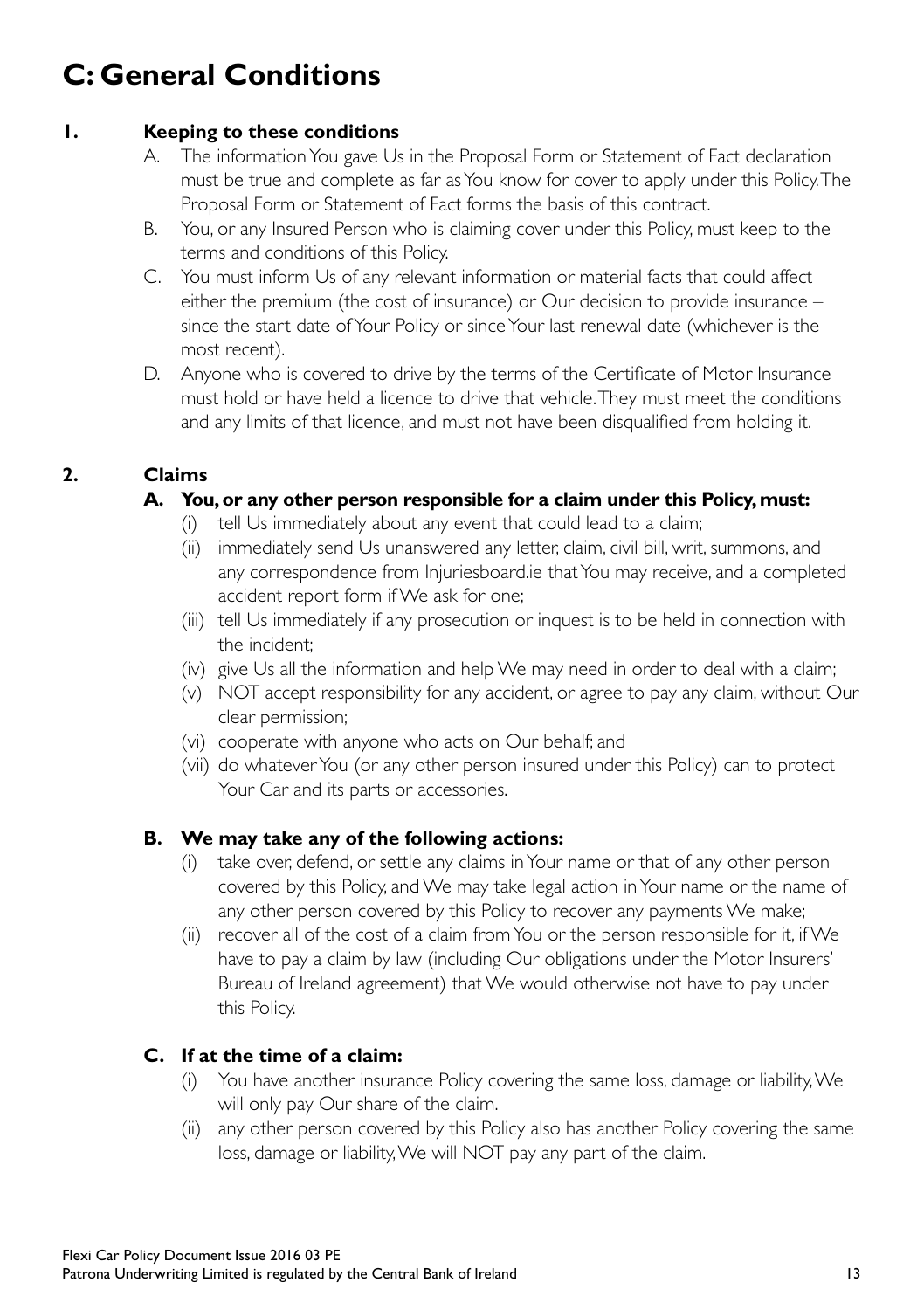# C: General Conditions

## 1. Keeping to these conditions

A. The information You gave Us in the Proposal Form or Statement of Fact declaration must be true and complete as far as You know for cover to apply under this Policy. The Proposal Form or Statement of Fact forms the basis of this contract.

B. You, or any Insured Person who is claiming cover under this Policy, must keep to the terms and conditions of this Policy.

C. You must inform Us of any relevant information or material facts that could affect either the premium (the cost of insurance) or Our decision to provide insurance – since the start date of Your Policy or since Your last renewal date (whichever is the most recent).

D. Anyone who is covered to drive by the terms of the Certificate of Motor Insurance must hold or have held a licence to drive that vehicle. They must meet the conditions and any limits of that licence, and must not have been disqualified from holding it.

## 2. Claims

### A. You, or any other person responsible for a claim under this Policy, must:

(i) tell Us immediately about any event that could lead to a claim;

(ii) immediately send Us unanswered any letter, claim, civil bill, writ, summons, and any correspondence from Injuriesboard.ie that You may receive, and a completed accident report form if We ask for one;

(iii) tell Us immediately if any prosecution or inquest is to be held in connection with the incident;

(iv) give Us all the information and help We may need in order to deal with a claim;

(v) NOT accept responsibility for any accident, or agree to pay any claim, without Our clear permission;

(vi) cooperate with anyone who acts on Our behalf; and

(vii) do whatever You (or any other person insured under this Policy) can to protect Your Car and its parts or accessories.

### B. We may take any of the following actions:

(i) take over, defend, or settle any claims in Your name or that of any other person covered by this Policy, and We may take legal action in Your name or the name of any other person covered by this Policy to recover any payments We make;

(ii) recover all of the cost of a claim from You or the person responsible for it, if We have to pay a claim by law (including Our obligations under the Motor Insurers' Bureau of Ireland agreement) that We would otherwise not have to pay under this Policy.

### C. If at the time of a claim:

(i) You have another insurance Policy covering the same loss, damage or liability, We will only pay Our share of the claim.

(ii) any other person covered by this Policy also has another Policy covering the same loss, damage or liability, We will NOT pay any part of the claim.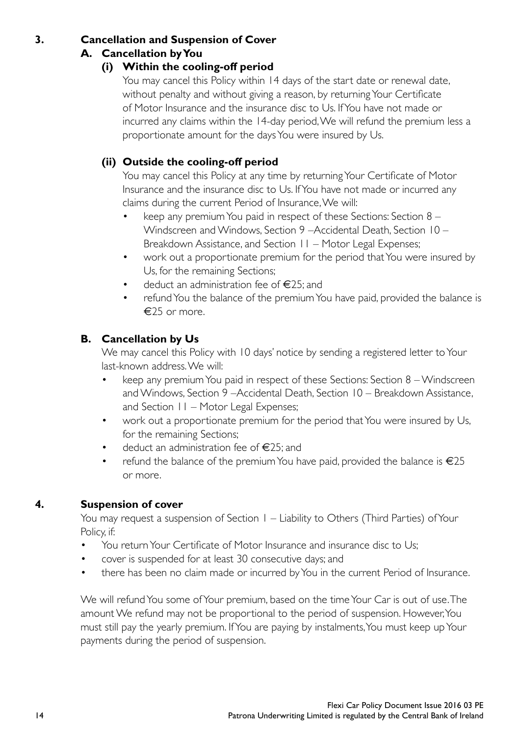## 3. Cancellation and Suspension of Cover

### A. Cancellation by You

#### (i) Within the cooling-off period

You may cancel this Policy within 14 days of the start date or renewal date, without penalty and without giving a reason, by returning Your Certificate of Motor Insurance and the insurance disc to Us. If You have not made or incurred any claims within the 14-day period, We will refund the premium less a proportionate amount for the days You were insured by Us.

#### (ii) Outside the cooling-off period

You may cancel this Policy at any time by returning Your Certificate of Motor Insurance and the insurance disc to Us. If You have not made or incurred any claims during the current Period of Insurance, We will:

- keep any premium You paid in respect of these Sections: Section 8 – Windscreen and Windows, Section 9 –Accidental Death, Section 10 – Breakdown Assistance, and Section 11 – Motor Legal Expenses;
- work out a proportionate premium for the period that You were insured by Us, for the remaining Sections;
- deduct an administration fee of €25; and
- refund You the balance of the premium You have paid, provided the balance is €25 or more.

### B. Cancellation by Us

We may cancel this Policy with 10 days' notice by sending a registered letter to Your last-known address. We will:

- keep any premium You paid in respect of these Sections: Section 8 – Windscreen and Windows, Section 9 –Accidental Death, Section 10 – Breakdown Assistance, and Section 11 – Motor Legal Expenses;
- work out a proportionate premium for the period that You were insured by Us, for the remaining Sections;
- deduct an administration fee of €25; and
- refund the balance of the premium You have paid, provided the balance is €25 or more.

## 4. Suspension of cover

You may request a suspension of Section 1 – Liability to Others (Third Parties) of Your Policy, if:

- You return Your Certificate of Motor Insurance and insurance disc to Us;
- cover is suspended for at least 30 consecutive days; and
- there has been no claim made or incurred by You in the current Period of Insurance.

We will refund You some of Your premium, based on the time Your Car is out of use. The amount We refund may not be proportional to the period of suspension. However, You must still pay the yearly premium. If You are paying by instalments, You must keep up Your payments during the period of suspension.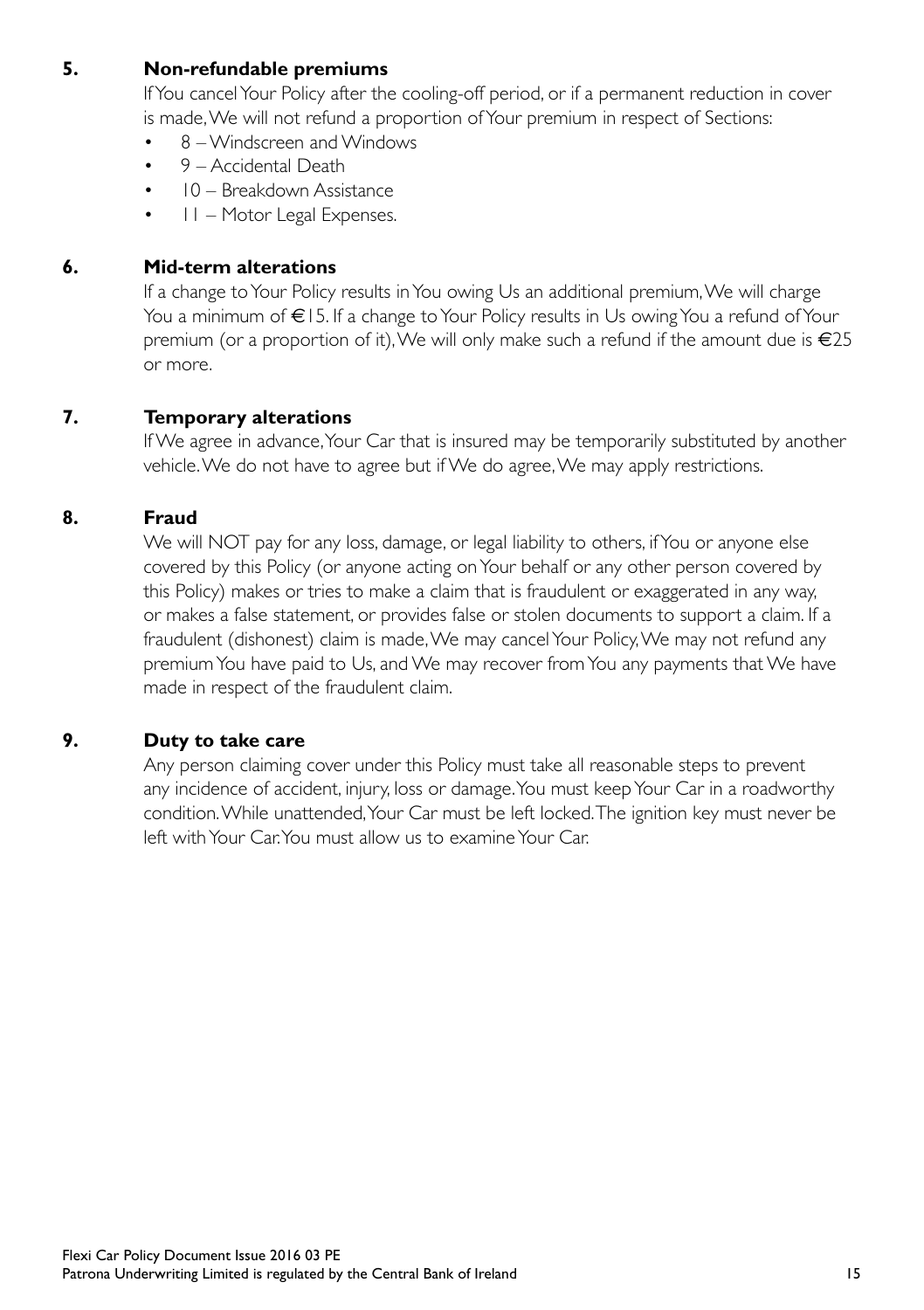## 5. Non-refundable premiums

If You cancel Your Policy after the cooling-off period, or if a permanent reduction in cover is made, We will not refund a proportion of Your premium in respect of Sections:

- 8 – Windscreen and Windows
- 9 – Accidental Death
- 10 – Breakdown Assistance
- 11 – Motor Legal Expenses.

## 6. Mid-term alterations

If a change to Your Policy results in You owing Us an additional premium, We will charge You a minimum of €15. If a change to Your Policy results in Us owing You a refund of Your premium (or a proportion of it), We will only make such a refund if the amount due is €25 or more.

## 7. Temporary alterations

If We agree in advance, Your Car that is insured may be temporarily substituted by another vehicle. We do not have to agree but if We do agree, We may apply restrictions.

## 8. Fraud

We will NOT pay for any loss, damage, or legal liability to others, if You or anyone else covered by this Policy (or anyone acting on Your behalf or any other person covered by this Policy) makes or tries to make a claim that is fraudulent or exaggerated in any way, or makes a false statement, or provides false or stolen documents to support a claim. If a fraudulent (dishonest) claim is made, We may cancel Your Policy, We may not refund any premium You have paid to Us, and We may recover from You any payments that We have made in respect of the fraudulent claim.

## 9. Duty to take care

Any person claiming cover under this Policy must take all reasonable steps to prevent any incidence of accident, injury, loss or damage. You must keep Your Car in a roadworthy condition. While unattended, Your Car must be left locked. The ignition key must never be left with Your Car. You must allow us to examine Your Car.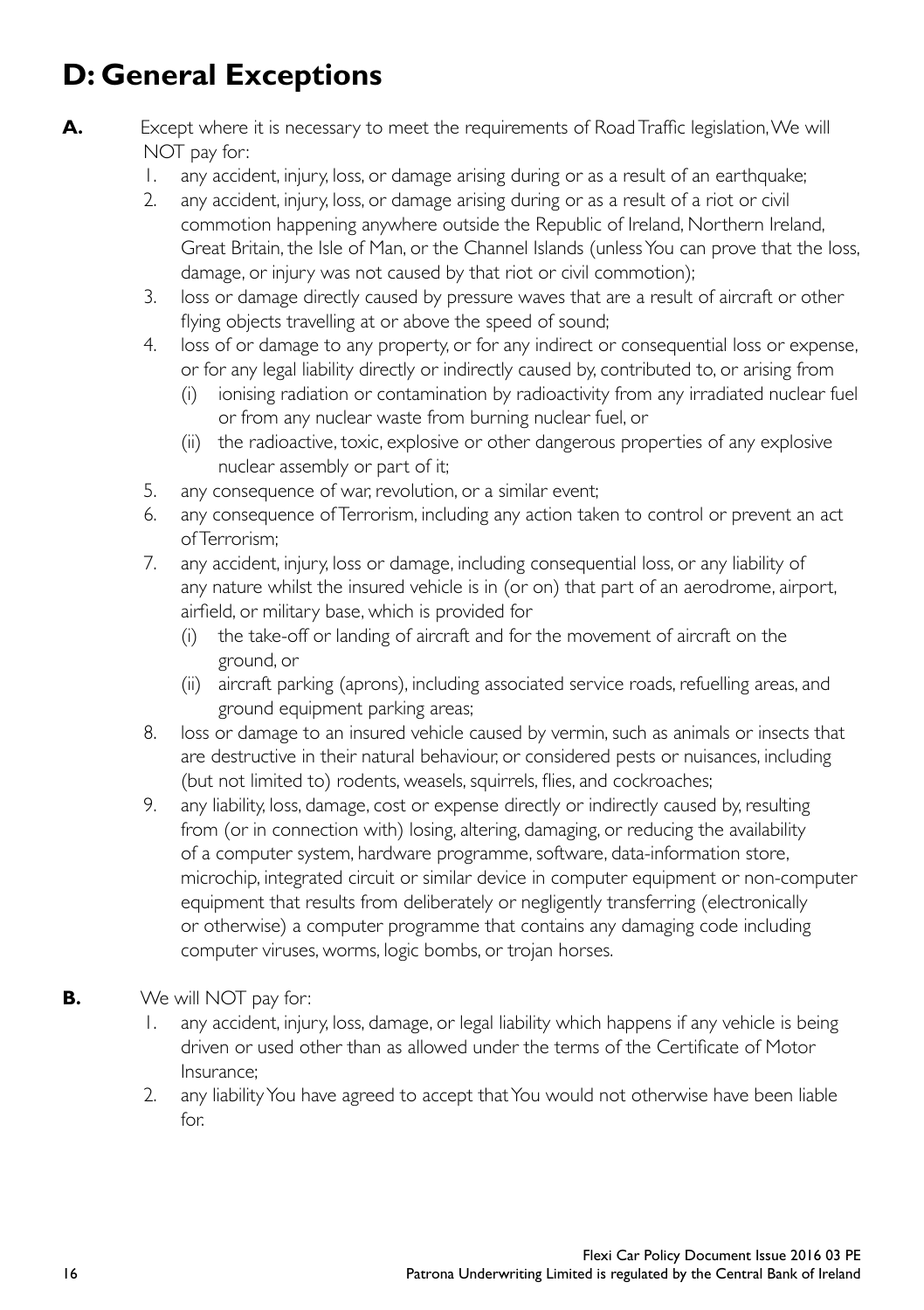# D: General Exceptions

**A.** Except where it is necessary to meet the requirements of Road Traffic legislation, We will NOT pay for:

1. any accident, injury, loss, or damage arising during or as a result of an earthquake;
2. any accident, injury, loss, or damage arising during or as a result of a riot or civil commotion happening anywhere outside the Republic of Ireland, Northern Ireland, Great Britain, the Isle of Man, or the Channel Islands (unless You can prove that the loss, damage, or injury was not caused by that riot or civil commotion);
3. loss or damage directly caused by pressure waves that are a result of aircraft or other flying objects travelling at or above the speed of sound;
4. loss of or damage to any property, or for any indirect or consequential loss or expense, or for any legal liability directly or indirectly caused by, contributed to, or arising from
   (i) ionising radiation or contamination by radioactivity from any irradiated nuclear fuel or from any nuclear waste from burning nuclear fuel, or
   (ii) the radioactive, toxic, explosive or other dangerous properties of any explosive nuclear assembly or part of it;
5. any consequence of war, revolution, or a similar event;
6. any consequence of Terrorism, including any action taken to control or prevent an act of Terrorism;
7. any accident, injury, loss or damage, including consequential loss, or any liability of any nature whilst the insured vehicle is in (or on) that part of an aerodrome, airport, airfield, or military base, which is provided for
   (i) the take-off or landing of aircraft and for the movement of aircraft on the ground, or
   (ii) aircraft parking (aprons), including associated service roads, refuelling areas, and ground equipment parking areas;
8. loss or damage to an insured vehicle caused by vermin, such as animals or insects that are destructive in their natural behaviour, or considered pests or nuisances, including (but not limited to) rodents, weasels, squirrels, flies, and cockroaches;
9. any liability, loss, damage, cost or expense directly or indirectly caused by, resulting from (or in connection with) losing, altering, damaging, or reducing the availability of a computer system, hardware programme, software, data-information store, microchip, integrated circuit or similar device in computer equipment or non-computer equipment that results from deliberately or negligently transferring (electronically or otherwise) a computer programme that contains any damaging code including computer viruses, worms, logic bombs, or trojan horses.

**B.** We will NOT pay for:

1. any accident, injury, loss, damage, or legal liability which happens if any vehicle is being driven or used other than as allowed under the terms of the Certificate of Motor Insurance;
2. any liability You have agreed to accept that You would not otherwise have been liable for.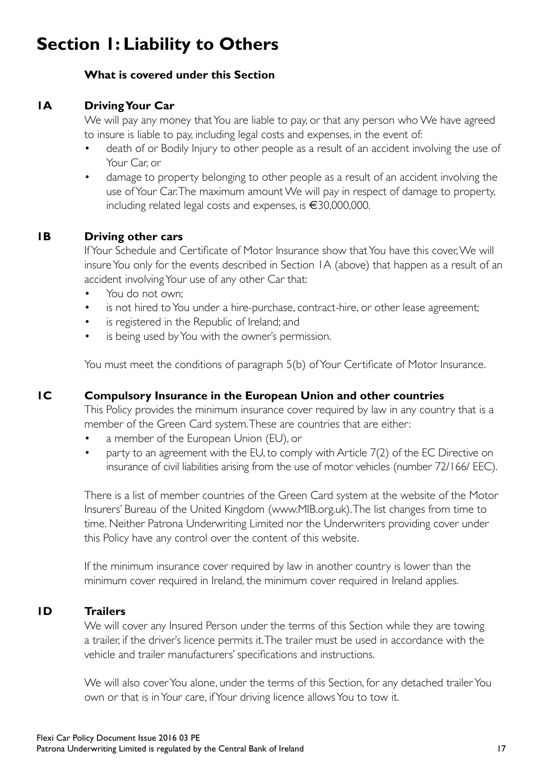# Section 1: Liability to Others

**What is covered under this Section**

## 1A Driving Your Car

We will pay any money that You are liable to pay, or that any person who We have agreed to insure is liable to pay, including legal costs and expenses, in the event of:

- death of or Bodily Injury to other people as a result of an accident involving the use of Your Car, or
- damage to property belonging to other people as a result of an accident involving the use of Your Car. The maximum amount We will pay in respect of damage to property, including related legal costs and expenses, is €30,000,000.

## 1B Driving other cars

If Your Schedule and Certificate of Motor Insurance show that You have this cover, We will insure You only for the events described in Section 1A (above) that happen as a result of an accident involving Your use of any other Car that:

- You do not own;
- is not hired to You under a hire-purchase, contract-hire, or other lease agreement;
- is registered in the Republic of Ireland; and
- is being used by You with the owner's permission.

You must meet the conditions of paragraph 5(b) of Your Certificate of Motor Insurance.

## 1C Compulsory Insurance in the European Union and other countries

This Policy provides the minimum insurance cover required by law in any country that is a member of the Green Card system. These are countries that are either:

- a member of the European Union (EU), or
- party to an agreement with the EU, to comply with Article 7(2) of the EC Directive on insurance of civil liabilities arising from the use of motor vehicles (number 72/166/ EEC).

There is a list of member countries of the Green Card system at the website of the Motor Insurers' Bureau of the United Kingdom (www.MIB.org.uk). The list changes from time to time. Neither Patrona Underwriting Limited nor the Underwriters providing cover under this Policy have any control over the content of this website.

If the minimum insurance cover required by law in another country is lower than the minimum cover required in Ireland, the minimum cover required in Ireland applies.

## 1D Trailers

We will cover any Insured Person under the terms of this Section while they are towing a trailer, if the driver's licence permits it. The trailer must be used in accordance with the vehicle and trailer manufacturers' specifications and instructions.

We will also cover You alone, under the terms of this Section, for any detached trailer You own or that is in Your care, if Your driving licence allows You to tow it.

Flexi Car Policy Document Issue 2016 03 PE
Patrona Underwriting Limited is regulated by the Central Bank of Ireland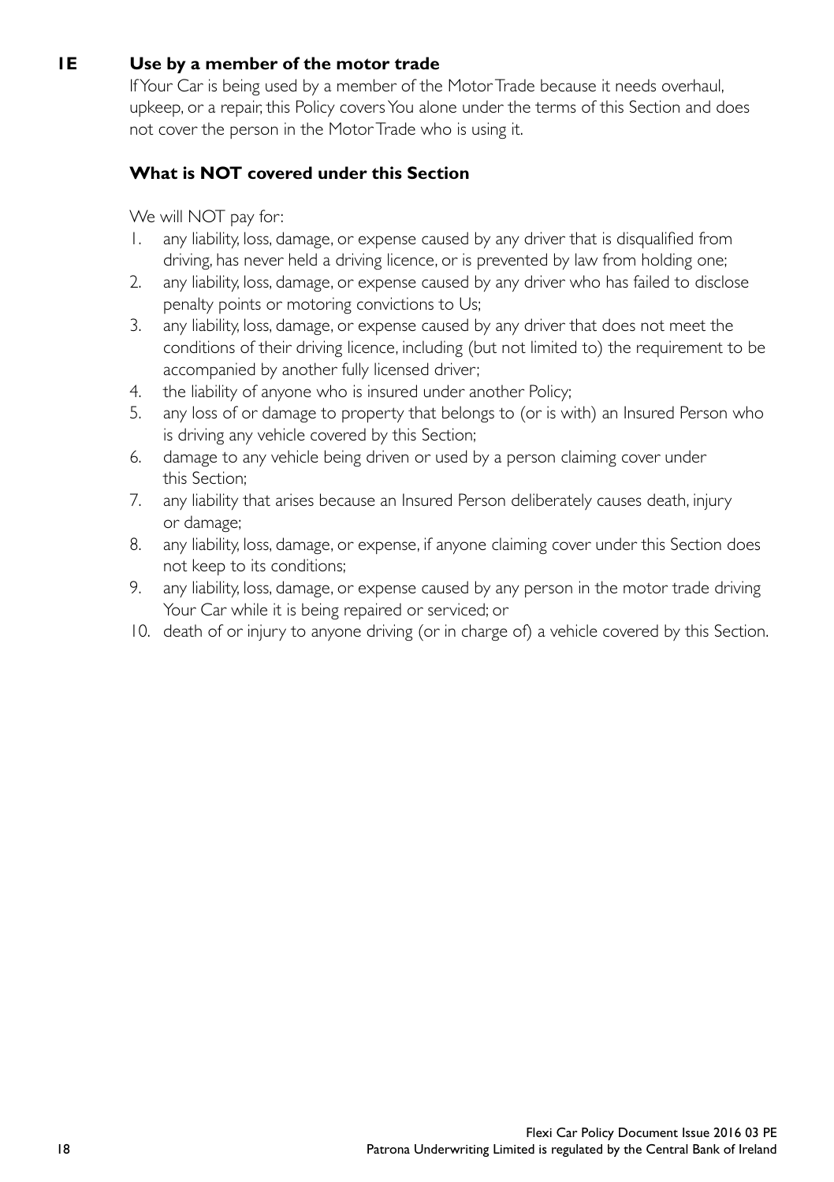### 1E Use by a member of the motor trade

If Your Car is being used by a member of the Motor Trade because it needs overhaul, upkeep, or a repair, this Policy covers You alone under the terms of this Section and does not cover the person in the Motor Trade who is using it.

#### What is NOT covered under this Section

We will NOT pay for:

1. any liability, loss, damage, or expense caused by any driver that is disqualified from driving, has never held a driving licence, or is prevented by law from holding one;
2. any liability, loss, damage, or expense caused by any driver who has failed to disclose penalty points or motoring convictions to Us;
3. any liability, loss, damage, or expense caused by any driver that does not meet the conditions of their driving licence, including (but not limited to) the requirement to be accompanied by another fully licensed driver;
4. the liability of anyone who is insured under another Policy;
5. any loss of or damage to property that belongs to (or is with) an Insured Person who is driving any vehicle covered by this Section;
6. damage to any vehicle being driven or used by a person claiming cover under this Section;
7. any liability that arises because an Insured Person deliberately causes death, injury or damage;
8. any liability, loss, damage, or expense, if anyone claiming cover under this Section does not keep to its conditions;
9. any liability, loss, damage, or expense caused by any person in the motor trade driving Your Car while it is being repaired or serviced; or
10. death of or injury to anyone driving (or in charge of) a vehicle covered by this Section.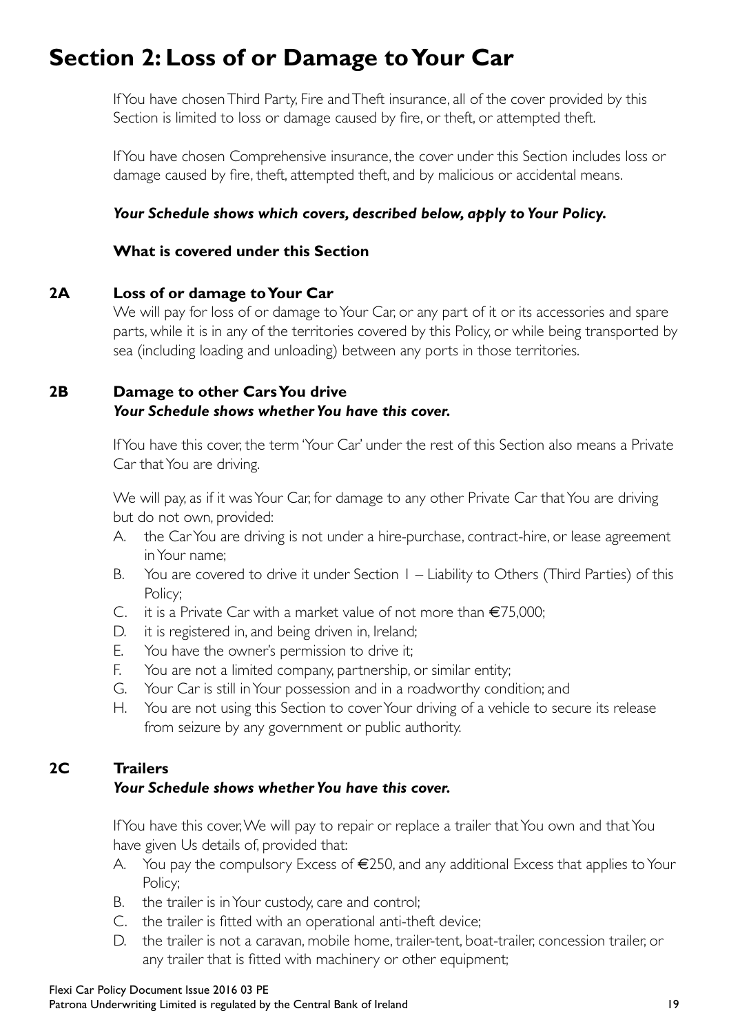# Section 2: Loss of or Damage to Your Car

If You have chosen Third Party, Fire and Theft insurance, all of the cover provided by this Section is limited to loss or damage caused by fire, or theft, or attempted theft.

If You have chosen Comprehensive insurance, the cover under this Section includes loss or damage caused by fire, theft, attempted theft, and by malicious or accidental means.

***Your Schedule shows which covers, described below, apply to Your Policy.***

**What is covered under this Section**

## 2A Loss of or damage to Your Car

We will pay for loss of or damage to Your Car, or any part of it or its accessories and spare parts, while it is in any of the territories covered by this Policy, or while being transported by sea (including loading and unloading) between any ports in those territories.

## 2B Damage to other Cars You drive

***Your Schedule shows whether You have this cover.***

If You have this cover, the term 'Your Car' under the rest of this Section also means a Private Car that You are driving.

We will pay, as if it was Your Car, for damage to any other Private Car that You are driving but do not own, provided:

A. the Car You are driving is not under a hire-purchase, contract-hire, or lease agreement in Your name;
B. You are covered to drive it under Section 1 – Liability to Others (Third Parties) of this Policy;
C. it is a Private Car with a market value of not more than €75,000;
D. it is registered in, and being driven in, Ireland;
E. You have the owner's permission to drive it;
F. You are not a limited company, partnership, or similar entity;
G. Your Car is still in Your possession and in a roadworthy condition; and
H. You are not using this Section to cover Your driving of a vehicle to secure its release from seizure by any government or public authority.

## 2C Trailers

***Your Schedule shows whether You have this cover.***

If You have this cover, We will pay to repair or replace a trailer that You own and that You have given Us details of, provided that:

A. You pay the compulsory Excess of €250, and any additional Excess that applies to Your Policy;
B. the trailer is in Your custody, care and control;
C. the trailer is fitted with an operational anti-theft device;
D. the trailer is not a caravan, mobile home, trailer-tent, boat-trailer, concession trailer, or any trailer that is fitted with machinery or other equipment;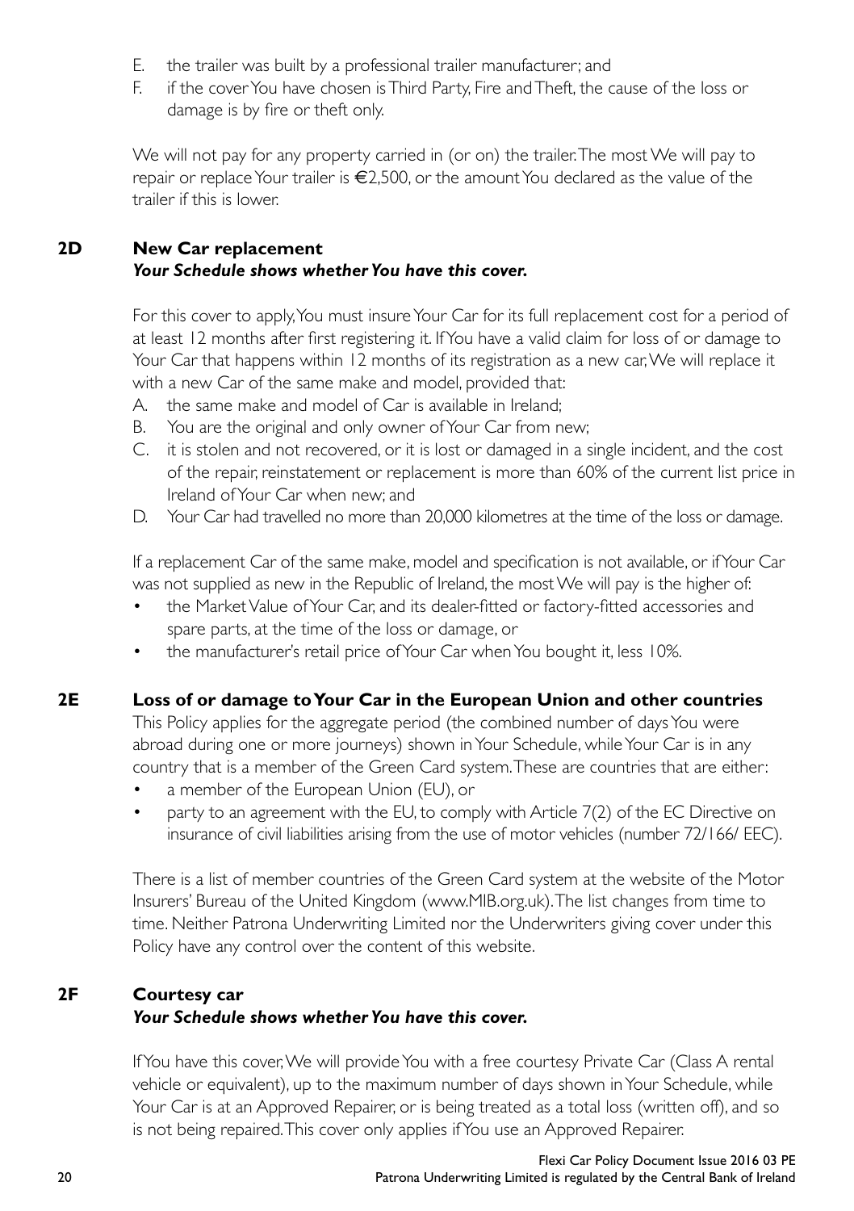E. the trailer was built by a professional trailer manufacturer; and
F. if the cover You have chosen is Third Party, Fire and Theft, the cause of the loss or damage is by fire or theft only.

We will not pay for any property carried in (or on) the trailer. The most We will pay to repair or replace Your trailer is €2,500, or the amount You declared as the value of the trailer if this is lower.

## 2D New Car replacement

***Your Schedule shows whether You have this cover.***

For this cover to apply, You must insure Your Car for its full replacement cost for a period of at least 12 months after first registering it. If You have a valid claim for loss of or damage to Your Car that happens within 12 months of its registration as a new car, We will replace it with a new Car of the same make and model, provided that:

A. the same make and model of Car is available in Ireland;
B. You are the original and only owner of Your Car from new;
C. it is stolen and not recovered, or it is lost or damaged in a single incident, and the cost of the repair, reinstatement or replacement is more than 60% of the current list price in Ireland of Your Car when new; and
D. Your Car had travelled no more than 20,000 kilometres at the time of the loss or damage.

If a replacement Car of the same make, model and specification is not available, or if Your Car was not supplied as new in the Republic of Ireland, the most We will pay is the higher of:

- the Market Value of Your Car, and its dealer-fitted or factory-fitted accessories and spare parts, at the time of the loss or damage, or
- the manufacturer's retail price of Your Car when You bought it, less 10%.

## 2E Loss of or damage to Your Car in the European Union and other countries

This Policy applies for the aggregate period (the combined number of days You were abroad during one or more journeys) shown in Your Schedule, while Your Car is in any country that is a member of the Green Card system. These are countries that are either:

- a member of the European Union (EU), or
- party to an agreement with the EU, to comply with Article 7(2) of the EC Directive on insurance of civil liabilities arising from the use of motor vehicles (number 72/166/ EEC).

There is a list of member countries of the Green Card system at the website of the Motor Insurers' Bureau of the United Kingdom (www.MIB.org.uk). The list changes from time to time. Neither Patrona Underwriting Limited nor the Underwriters giving cover under this Policy have any control over the content of this website.

## 2F Courtesy car

***Your Schedule shows whether You have this cover.***

If You have this cover, We will provide You with a free courtesy Private Car (Class A rental vehicle or equivalent), up to the maximum number of days shown in Your Schedule, while Your Car is at an Approved Repairer, or is being treated as a total loss (written off), and so is not being repaired. This cover only applies if You use an Approved Repairer.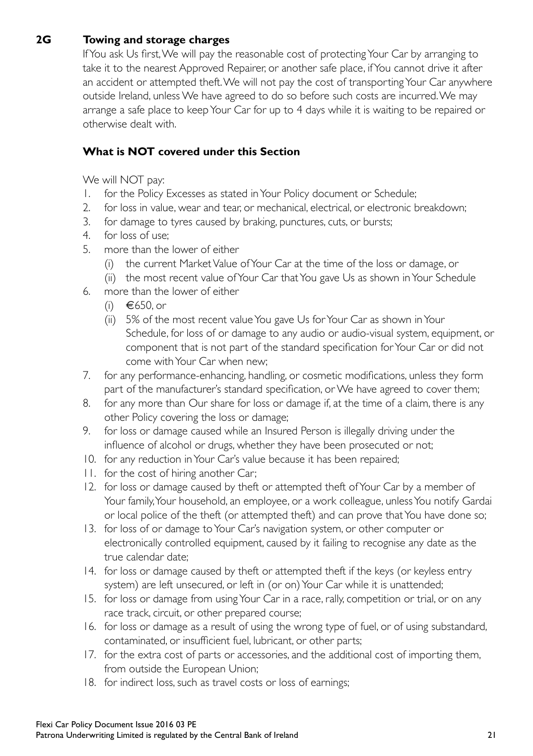## 2G Towing and storage charges

If You ask Us first, We will pay the reasonable cost of protecting Your Car by arranging to take it to the nearest Approved Repairer, or another safe place, if You cannot drive it after an accident or attempted theft. We will not pay the cost of transporting Your Car anywhere outside Ireland, unless We have agreed to do so before such costs are incurred. We may arrange a safe place to keep Your Car for up to 4 days while it is waiting to be repaired or otherwise dealt with.

### What is NOT covered under this Section

We will NOT pay:

1. for the Policy Excesses as stated in Your Policy document or Schedule;
2. for loss in value, wear and tear, or mechanical, electrical, or electronic breakdown;
3. for damage to tyres caused by braking, punctures, cuts, or bursts;
4. for loss of use;
5. more than the lower of either
   - (i) the current Market Value of Your Car at the time of the loss or damage, or
   - (ii) the most recent value of Your Car that You gave Us as shown in Your Schedule
6. more than the lower of either
   - (i) €650, or
   - (ii) 5% of the most recent value You gave Us for Your Car as shown in Your Schedule, for loss of or damage to any audio or audio-visual system, equipment, or component that is not part of the standard specification for Your Car or did not come with Your Car when new;
7. for any performance-enhancing, handling, or cosmetic modifications, unless they form part of the manufacturer's standard specification, or We have agreed to cover them;
8. for any more than Our share for loss or damage if, at the time of a claim, there is any other Policy covering the loss or damage;
9. for loss or damage caused while an Insured Person is illegally driving under the influence of alcohol or drugs, whether they have been prosecuted or not;
10. for any reduction in Your Car's value because it has been repaired;
11. for the cost of hiring another Car;
12. for loss or damage caused by theft or attempted theft of Your Car by a member of Your family, Your household, an employee, or a work colleague, unless You notify Gardai or local police of the theft (or attempted theft) and can prove that You have done so;
13. for loss of or damage to Your Car's navigation system, or other computer or electronically controlled equipment, caused by it failing to recognise any date as the true calendar date;
14. for loss or damage caused by theft or attempted theft if the keys (or keyless entry system) are left unsecured, or left in (or on) Your Car while it is unattended;
15. for loss or damage from using Your Car in a race, rally, competition or trial, or on any race track, circuit, or other prepared course;
16. for loss or damage as a result of using the wrong type of fuel, or of using substandard, contaminated, or insufficient fuel, lubricant, or other parts;
17. for the extra cost of parts or accessories, and the additional cost of importing them, from outside the European Union;
18. for indirect loss, such as travel costs or loss of earnings;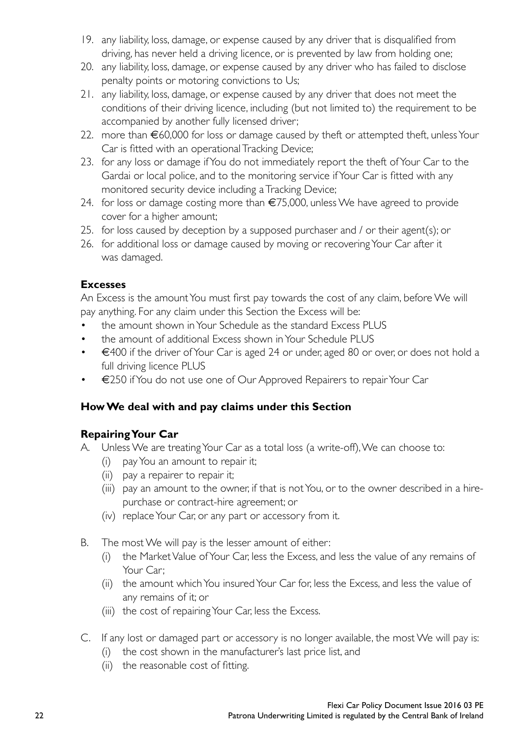19. any liability, loss, damage, or expense caused by any driver that is disqualified from driving, has never held a driving licence, or is prevented by law from holding one;
20. any liability, loss, damage, or expense caused by any driver who has failed to disclose penalty points or motoring convictions to Us;
21. any liability, loss, damage, or expense caused by any driver that does not meet the conditions of their driving licence, including (but not limited to) the requirement to be accompanied by another fully licensed driver;
22. more than €60,000 for loss or damage caused by theft or attempted theft, unless Your Car is fitted with an operational Tracking Device;
23. for any loss or damage if You do not immediately report the theft of Your Car to the Gardai or local police, and to the monitoring service if Your Car is fitted with any monitored security device including a Tracking Device;
24. for loss or damage costing more than €75,000, unless We have agreed to provide cover for a higher amount;
25. for loss caused by deception by a supposed purchaser and / or their agent(s); or
26. for additional loss or damage caused by moving or recovering Your Car after it was damaged.

**Excesses**

An Excess is the amount You must first pay towards the cost of any claim, before We will pay anything. For any claim under this Section the Excess will be:

- the amount shown in Your Schedule as the standard Excess PLUS
- the amount of additional Excess shown in Your Schedule PLUS
- €400 if the driver of Your Car is aged 24 or under, aged 80 or over, or does not hold a full driving licence PLUS
- €250 if You do not use one of Our Approved Repairers to repair Your Car

**How We deal with and pay claims under this Section**

**Repairing Your Car**

A. Unless We are treating Your Car as a total loss (a write-off), We can choose to:
   (i) pay You an amount to repair it;
   (ii) pay a repairer to repair it;
   (iii) pay an amount to the owner, if that is not You, or to the owner described in a hire-purchase or contract-hire agreement; or
   (iv) replace Your Car, or any part or accessory from it.

B. The most We will pay is the lesser amount of either:
   (i) the Market Value of Your Car, less the Excess, and less the value of any remains of Your Car;
   (ii) the amount which You insured Your Car for, less the Excess, and less the value of any remains of it; or
   (iii) the cost of repairing Your Car, less the Excess.

C. If any lost or damaged part or accessory is no longer available, the most We will pay is:
   (i) the cost shown in the manufacturer's last price list, and
   (ii) the reasonable cost of fitting.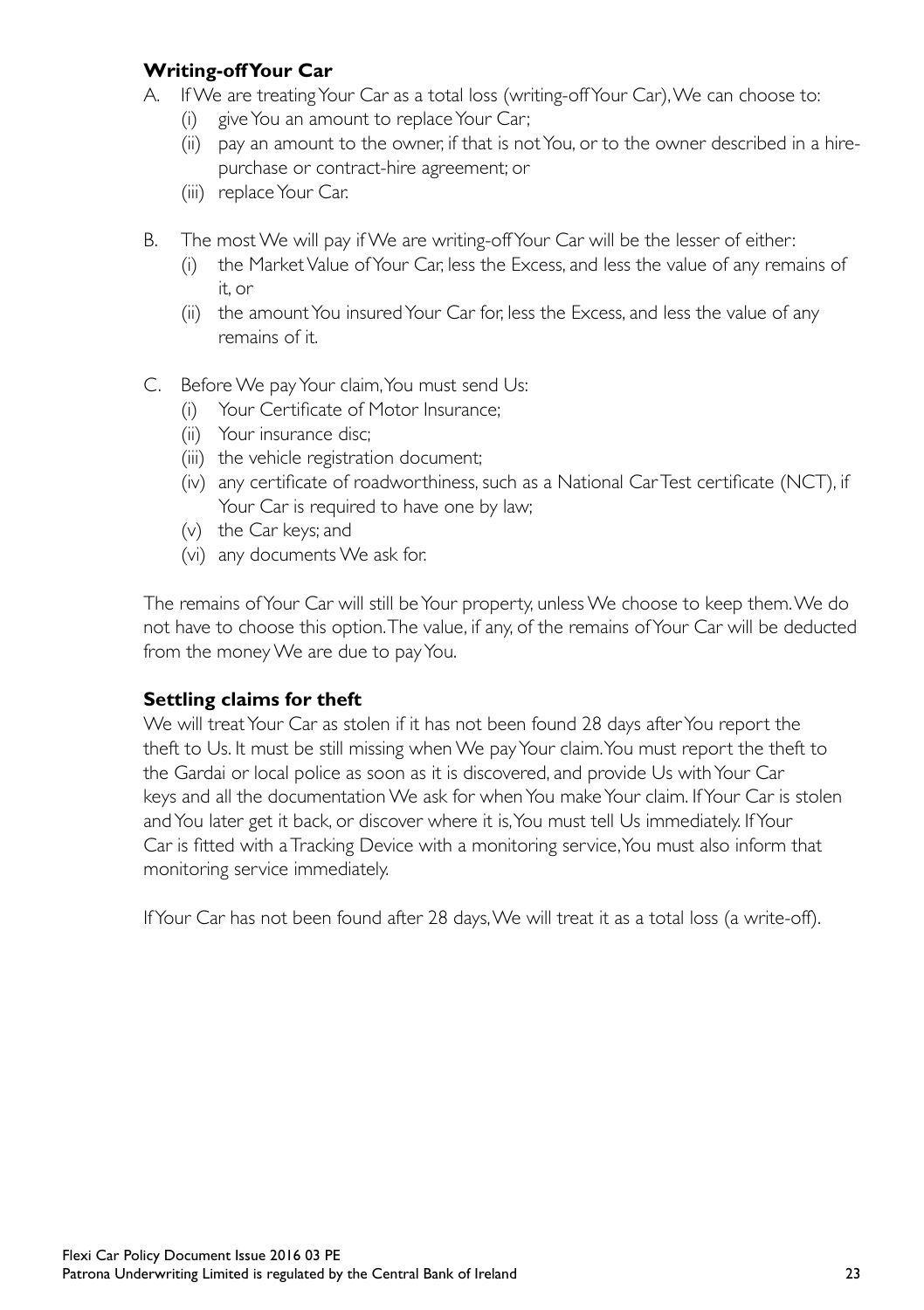### Writing-off Your Car

A. If We are treating Your Car as a total loss (writing-off Your Car), We can choose to:
   (i) give You an amount to replace Your Car;
   (ii) pay an amount to the owner, if that is not You, or to the owner described in a hire-purchase or contract-hire agreement; or
   (iii) replace Your Car.

B. The most We will pay if We are writing-off Your Car will be the lesser of either:
   (i) the Market Value of Your Car, less the Excess, and less the value of any remains of it, or
   (ii) the amount You insured Your Car for, less the Excess, and less the value of any remains of it.

C. Before We pay Your claim, You must send Us:
   (i) Your Certificate of Motor Insurance;
   (ii) Your insurance disc;
   (iii) the vehicle registration document;
   (iv) any certificate of roadworthiness, such as a National Car Test certificate (NCT), if Your Car is required to have one by law;
   (v) the Car keys; and
   (vi) any documents We ask for.

The remains of Your Car will still be Your property, unless We choose to keep them. We do not have to choose this option. The value, if any, of the remains of Your Car will be deducted from the money We are due to pay You.

### Settling claims for theft

We will treat Your Car as stolen if it has not been found 28 days after You report the theft to Us. It must be still missing when We pay Your claim. You must report the theft to the Gardai or local police as soon as it is discovered, and provide Us with Your Car keys and all the documentation We ask for when You make Your claim. If Your Car is stolen and You later get it back, or discover where it is, You must tell Us immediately. If Your Car is fitted with a Tracking Device with a monitoring service, You must also inform that monitoring service immediately.

If Your Car has not been found after 28 days, We will treat it as a total loss (a write-off).

Flexi Car Policy Document Issue 2016 03 PE
Patrona Underwriting Limited is regulated by the Central Bank of Ireland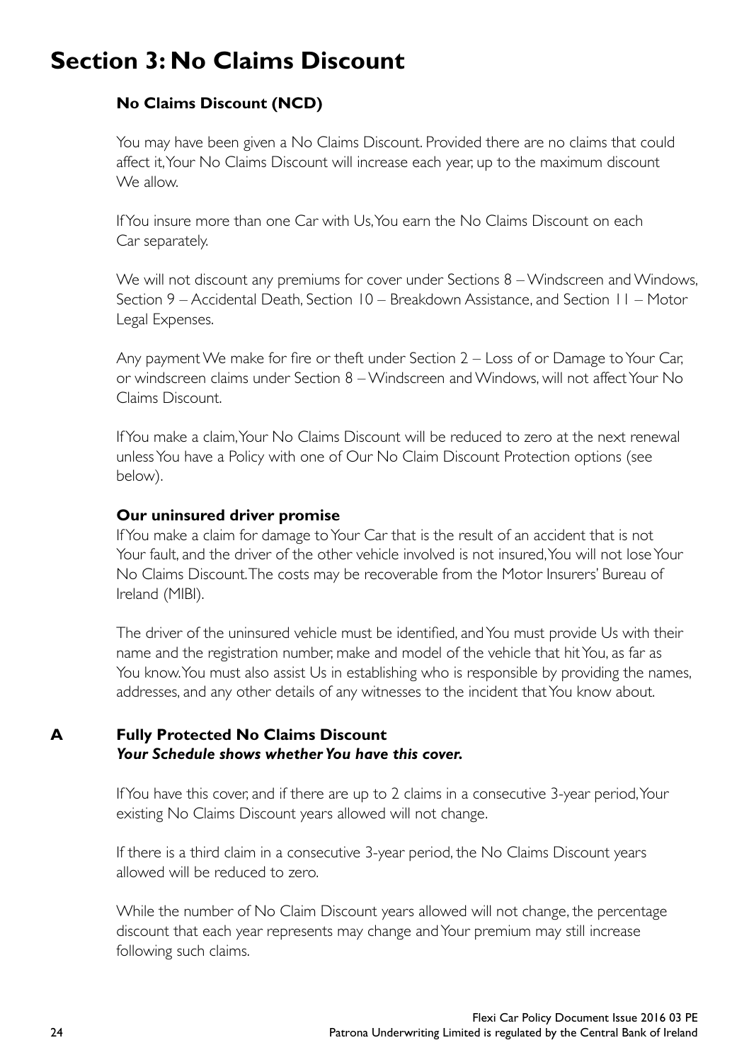# Section 3: No Claims Discount

### No Claims Discount (NCD)

You may have been given a No Claims Discount. Provided there are no claims that could affect it, Your No Claims Discount will increase each year, up to the maximum discount We allow.

If You insure more than one Car with Us, You earn the No Claims Discount on each Car separately.

We will not discount any premiums for cover under Sections 8 – Windscreen and Windows, Section 9 – Accidental Death, Section 10 – Breakdown Assistance, and Section 11 – Motor Legal Expenses.

Any payment We make for fire or theft under Section 2 – Loss of or Damage to Your Car, or windscreen claims under Section 8 – Windscreen and Windows, will not affect Your No Claims Discount.

If You make a claim, Your No Claims Discount will be reduced to zero at the next renewal unless You have a Policy with one of Our No Claim Discount Protection options (see below).

**Our uninsured driver promise**

If You make a claim for damage to Your Car that is the result of an accident that is not Your fault, and the driver of the other vehicle involved is not insured, You will not lose Your No Claims Discount. The costs may be recoverable from the Motor Insurers' Bureau of Ireland (MIBI).

The driver of the uninsured vehicle must be identified, and You must provide Us with their name and the registration number, make and model of the vehicle that hit You, as far as You know. You must also assist Us in establishing who is responsible by providing the names, addresses, and any other details of any witnesses to the incident that You know about.

### A Fully Protected No Claims Discount

***Your Schedule shows whether You have this cover.***

If You have this cover, and if there are up to 2 claims in a consecutive 3-year period, Your existing No Claims Discount years allowed will not change.

If there is a third claim in a consecutive 3-year period, the No Claims Discount years allowed will be reduced to zero.

While the number of No Claim Discount years allowed will not change, the percentage discount that each year represents may change and Your premium may still increase following such claims.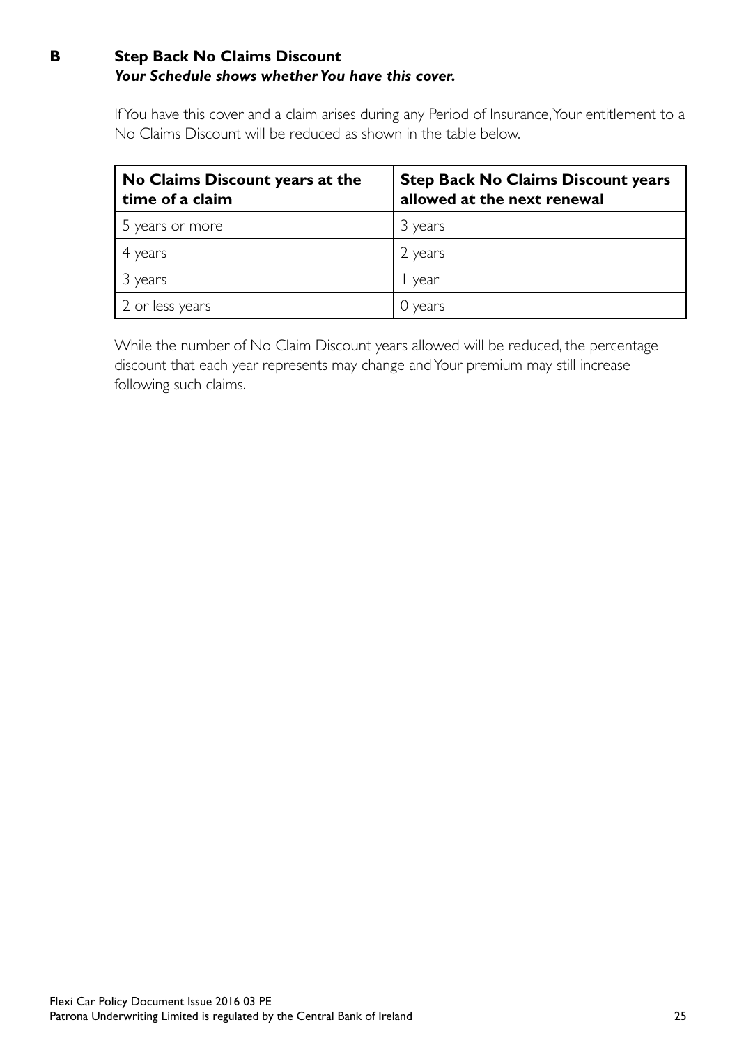### B Step Back No Claims Discount

***Your Schedule shows whether You have this cover.***

If You have this cover and a claim arises during any Period of Insurance, Your entitlement to a No Claims Discount will be reduced as shown in the table below.

| No Claims Discount years at the time of a claim | Step Back No Claims Discount years allowed at the next renewal |
| --- | --- |
| 5 years or more | 3 years |
| 4 years | 2 years |
| 3 years | 1 year |
| 2 or less years | 0 years |

While the number of No Claim Discount years allowed will be reduced, the percentage discount that each year represents may change and Your premium may still increase following such claims.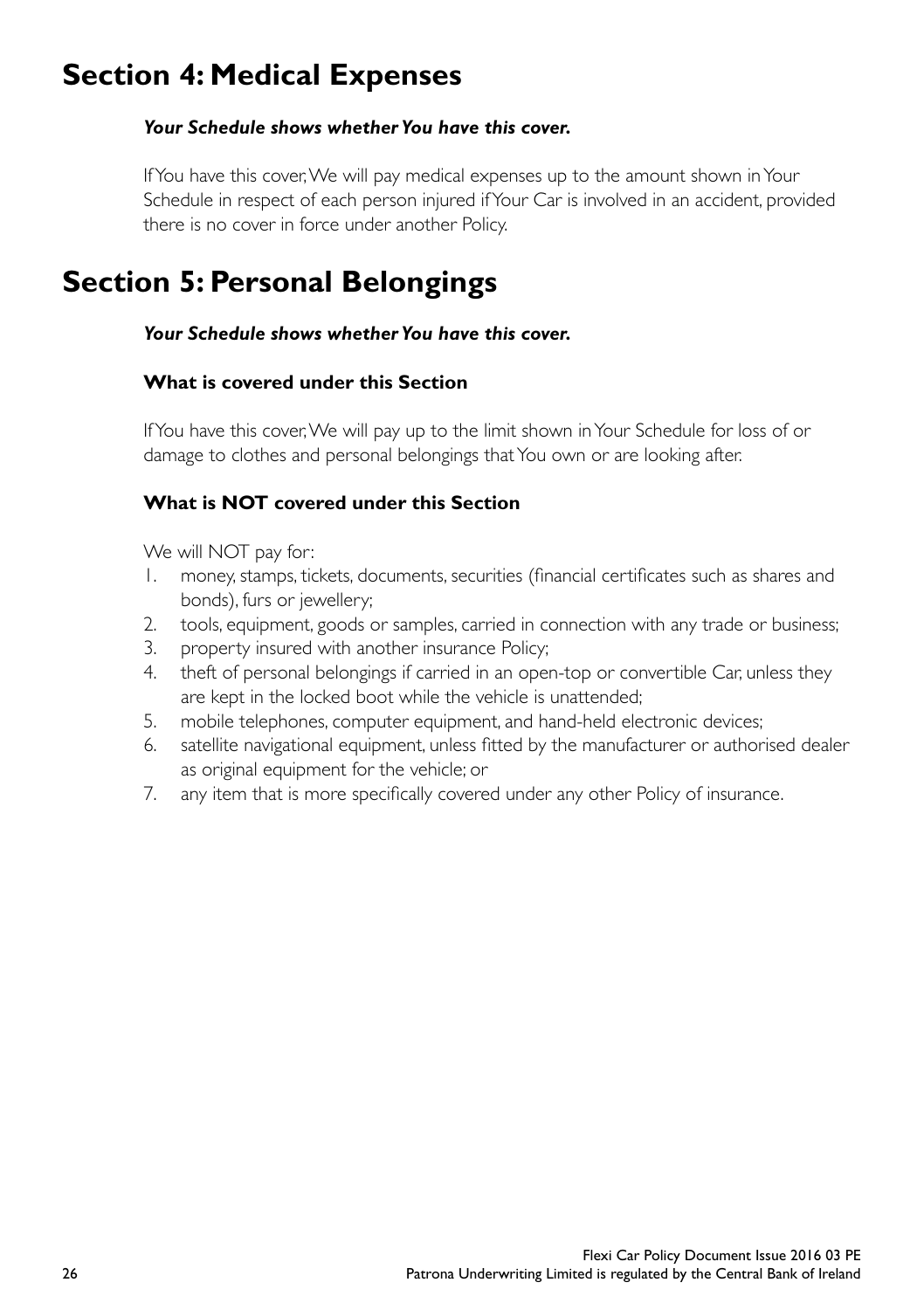## Section 4: Medical Expenses

***Your Schedule shows whether You have this cover.***

If You have this cover, We will pay medical expenses up to the amount shown in Your Schedule in respect of each person injured if Your Car is involved in an accident, provided there is no cover in force under another Policy.

## Section 5: Personal Belongings

***Your Schedule shows whether You have this cover.***

### What is covered under this Section

If You have this cover, We will pay up to the limit shown in Your Schedule for loss of or damage to clothes and personal belongings that You own or are looking after.

### What is NOT covered under this Section

We will NOT pay for:

1. money, stamps, tickets, documents, securities (financial certificates such as shares and bonds), furs or jewellery;
2. tools, equipment, goods or samples, carried in connection with any trade or business;
3. property insured with another insurance Policy;
4. theft of personal belongings if carried in an open-top or convertible Car, unless they are kept in the locked boot while the vehicle is unattended;
5. mobile telephones, computer equipment, and hand-held electronic devices;
6. satellite navigational equipment, unless fitted by the manufacturer or authorised dealer as original equipment for the vehicle; or
7. any item that is more specifically covered under any other Policy of insurance.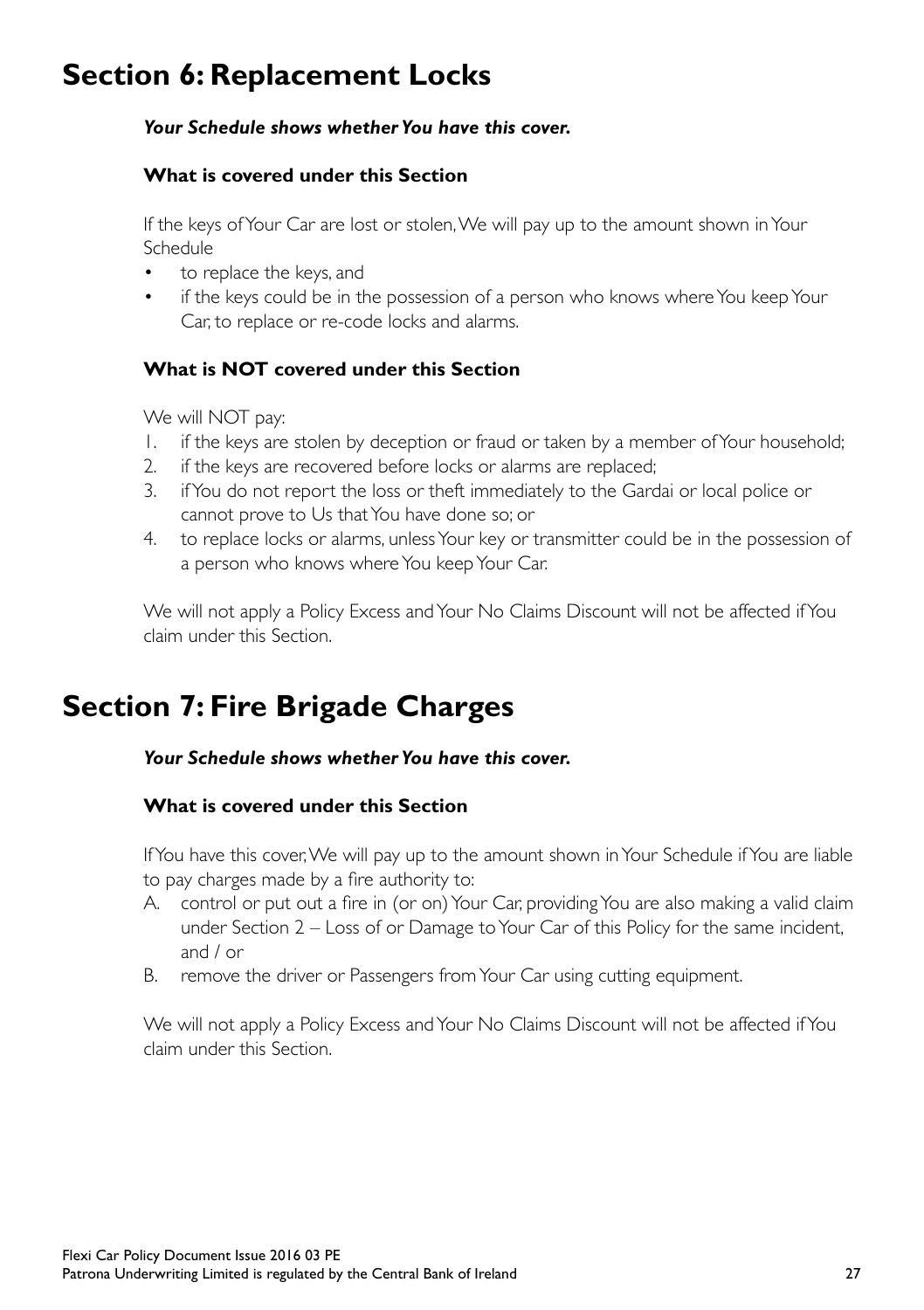## Section 6: Replacement Locks

***Your Schedule shows whether You have this cover.***

### What is covered under this Section

If the keys of Your Car are lost or stolen, We will pay up to the amount shown in Your Schedule

- to replace the keys, and
- if the keys could be in the possession of a person who knows where You keep Your Car, to replace or re-code locks and alarms.

### What is NOT covered under this Section

We will NOT pay:

1. if the keys are stolen by deception or fraud or taken by a member of Your household;
2. if the keys are recovered before locks or alarms are replaced;
3. if You do not report the loss or theft immediately to the Gardai or local police or cannot prove to Us that You have done so; or
4. to replace locks or alarms, unless Your key or transmitter could be in the possession of a person who knows where You keep Your Car.

We will not apply a Policy Excess and Your No Claims Discount will not be affected if You claim under this Section.

## Section 7: Fire Brigade Charges

***Your Schedule shows whether You have this cover.***

### What is covered under this Section

If You have this cover, We will pay up to the amount shown in Your Schedule if You are liable to pay charges made by a fire authority to:

A. control or put out a fire in (or on) Your Car, providing You are also making a valid claim under Section 2 – Loss of or Damage to Your Car of this Policy for the same incident, and / or

B. remove the driver or Passengers from Your Car using cutting equipment.

We will not apply a Policy Excess and Your No Claims Discount will not be affected if You claim under this Section.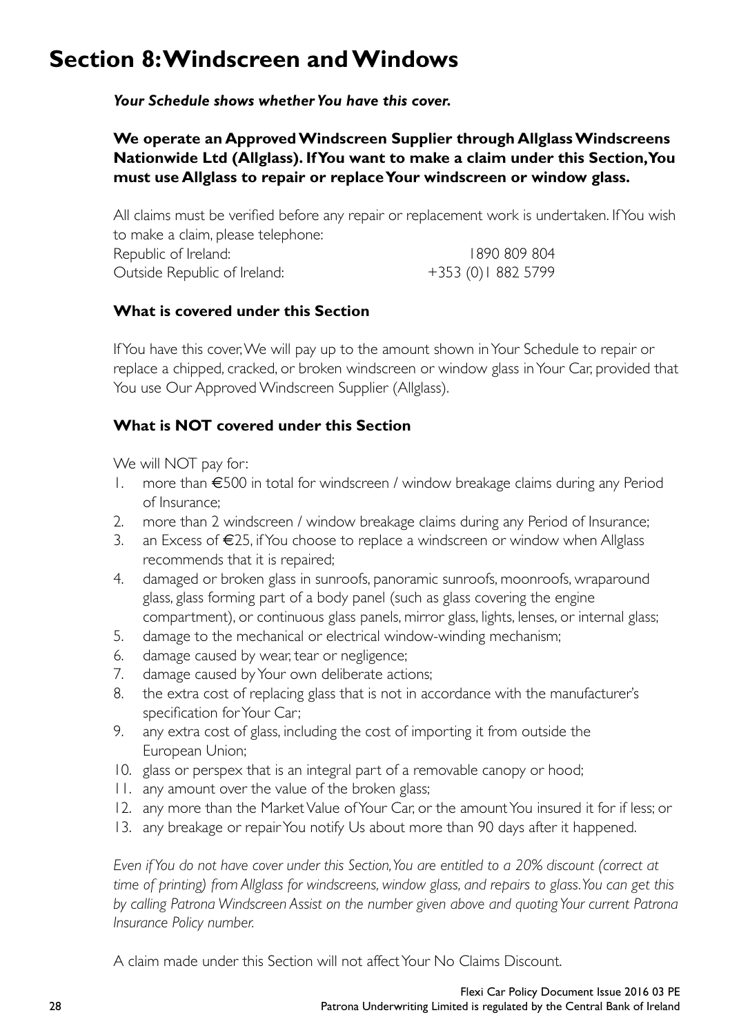# Section 8: Windscreen and Windows

***Your Schedule shows whether You have this cover.***

**We operate an Approved Windscreen Supplier through Allglass Windscreens Nationwide Ltd (Allglass). If You want to make a claim under this Section, You must use Allglass to repair or replace Your windscreen or window glass.**

All claims must be verified before any repair or replacement work is undertaken. If You wish to make a claim, please telephone:

| | |
|---|---|
| Republic of Ireland: | 1890 809 804 |
| Outside Republic of Ireland: | +353 (0)1 882 5799 |

### What is covered under this Section

If You have this cover, We will pay up to the amount shown in Your Schedule to repair or replace a chipped, cracked, or broken windscreen or window glass in Your Car, provided that You use Our Approved Windscreen Supplier (Allglass).

### What is NOT covered under this Section

We will NOT pay for:

1. more than €500 in total for windscreen / window breakage claims during any Period of Insurance;
2. more than 2 windscreen / window breakage claims during any Period of Insurance;
3. an Excess of €25, if You choose to replace a windscreen or window when Allglass recommends that it is repaired;
4. damaged or broken glass in sunroofs, panoramic sunroofs, moonroofs, wraparound glass, glass forming part of a body panel (such as glass covering the engine compartment), or continuous glass panels, mirror glass, lights, lenses, or internal glass;
5. damage to the mechanical or electrical window-winding mechanism;
6. damage caused by wear, tear or negligence;
7. damage caused by Your own deliberate actions;
8. the extra cost of replacing glass that is not in accordance with the manufacturer's specification for Your Car;
9. any extra cost of glass, including the cost of importing it from outside the European Union;
10. glass or perspex that is an integral part of a removable canopy or hood;
11. any amount over the value of the broken glass;
12. any more than the Market Value of Your Car, or the amount You insured it for if less; or
13. any breakage or repair You notify Us about more than 90 days after it happened.

*Even if You do not have cover under this Section, You are entitled to a 20% discount (correct at time of printing) from Allglass for windscreens, window glass, and repairs to glass. You can get this by calling Patrona Windscreen Assist on the number given above and quoting Your current Patrona Insurance Policy number.*

A claim made under this Section will not affect Your No Claims Discount.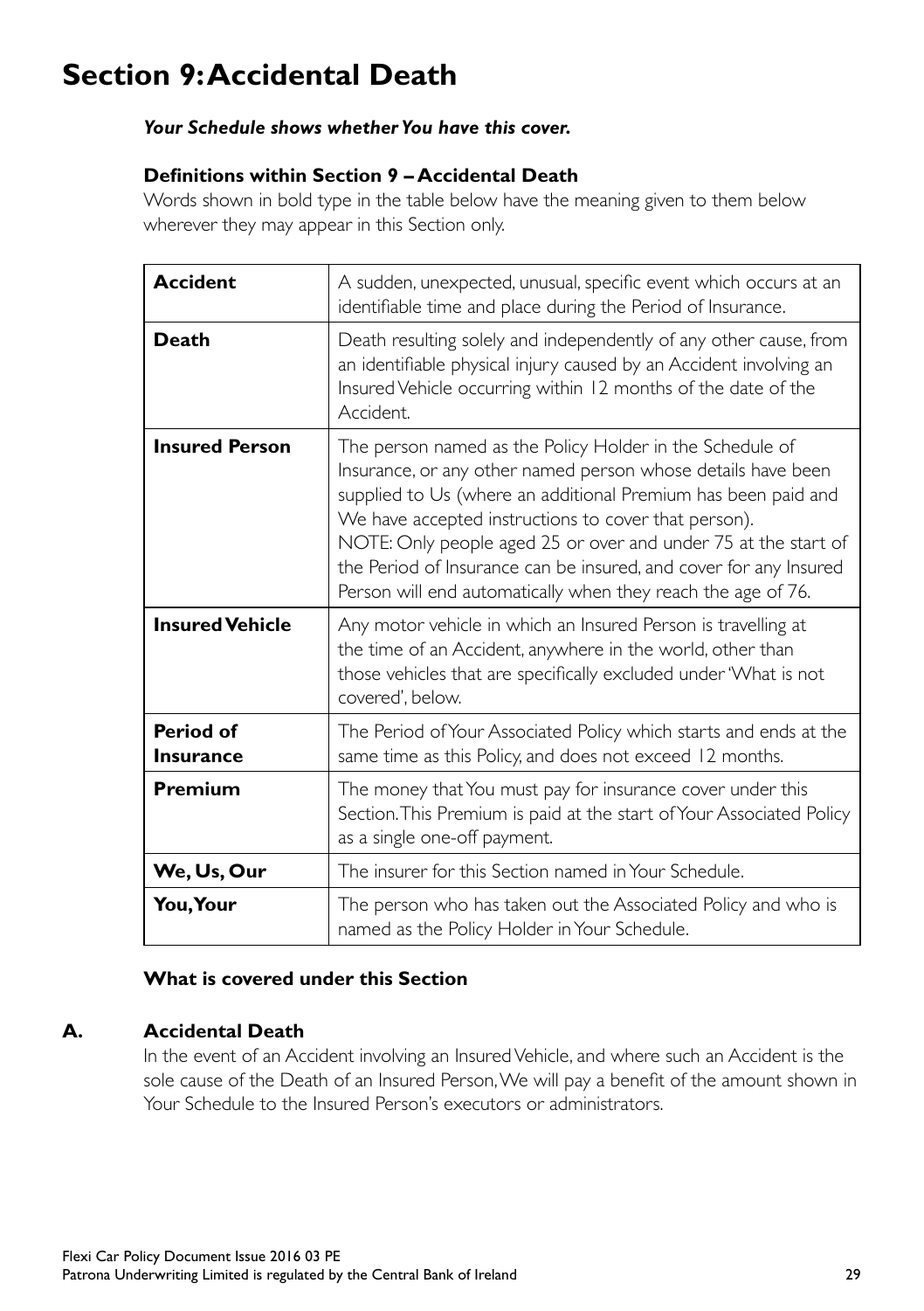# Section 9: Accidental Death

***Your Schedule shows whether You have this cover.***

**Definitions within Section 9 – Accidental Death**

Words shown in bold type in the table below have the meaning given to them below wherever they may appear in this Section only.

| | |
|---|---|
| **Accident** | A sudden, unexpected, unusual, specific event which occurs at an identifiable time and place during the Period of Insurance. |
| **Death** | Death resulting solely and independently of any other cause, from an identifiable physical injury caused by an Accident involving an Insured Vehicle occurring within 12 months of the date of the Accident. |
| **Insured Person** | The person named as the Policy Holder in the Schedule of Insurance, or any other named person whose details have been supplied to Us (where an additional Premium has been paid and We have accepted instructions to cover that person). NOTE: Only people aged 25 or over and under 75 at the start of the Period of Insurance can be insured, and cover for any Insured Person will end automatically when they reach the age of 76. |
| **Insured Vehicle** | Any motor vehicle in which an Insured Person is travelling at the time of an Accident, anywhere in the world, other than those vehicles that are specifically excluded under 'What is not covered', below. |
| **Period of Insurance** | The Period of Your Associated Policy which starts and ends at the same time as this Policy, and does not exceed 12 months. |
| **Premium** | The money that You must pay for insurance cover under this Section. This Premium is paid at the start of Your Associated Policy as a single one-off payment. |
| **We, Us, Our** | The insurer for this Section named in Your Schedule. |
| **You, Your** | The person who has taken out the Associated Policy and who is named as the Policy Holder in Your Schedule. |

**What is covered under this Section**

**A. Accidental Death**

In the event of an Accident involving an Insured Vehicle, and where such an Accident is the sole cause of the Death of an Insured Person, We will pay a benefit of the amount shown in Your Schedule to the Insured Person's executors or administrators.

Flexi Car Policy Document Issue 2016 03 PE
Patrona Underwriting Limited is regulated by the Central Bank of Ireland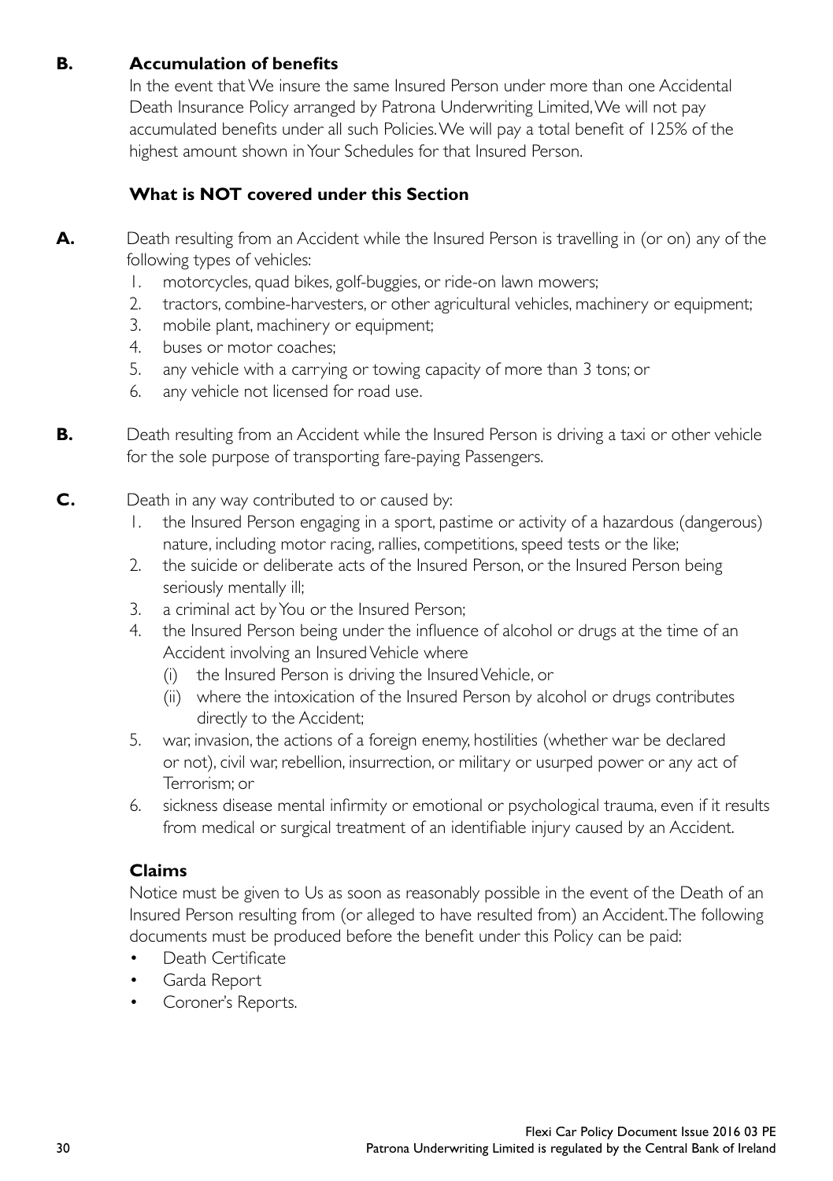**B. Accumulation of benefits**

In the event that We insure the same Insured Person under more than one Accidental Death Insurance Policy arranged by Patrona Underwriting Limited, We will not pay accumulated benefits under all such Policies. We will pay a total benefit of 125% of the highest amount shown in Your Schedules for that Insured Person.

**What is NOT covered under this Section**

**A.** Death resulting from an Accident while the Insured Person is travelling in (or on) any of the following types of vehicles:

1. motorcycles, quad bikes, golf-buggies, or ride-on lawn mowers;
2. tractors, combine-harvesters, or other agricultural vehicles, machinery or equipment;
3. mobile plant, machinery or equipment;
4. buses or motor coaches;
5. any vehicle with a carrying or towing capacity of more than 3 tons; or
6. any vehicle not licensed for road use.

**B.** Death resulting from an Accident while the Insured Person is driving a taxi or other vehicle for the sole purpose of transporting fare-paying Passengers.

**C.** Death in any way contributed to or caused by:

1. the Insured Person engaging in a sport, pastime or activity of a hazardous (dangerous) nature, including motor racing, rallies, competitions, speed tests or the like;
2. the suicide or deliberate acts of the Insured Person, or the Insured Person being seriously mentally ill;
3. a criminal act by You or the Insured Person;
4. the Insured Person being under the influence of alcohol or drugs at the time of an Accident involving an Insured Vehicle where
   (i) the Insured Person is driving the Insured Vehicle, or
   (ii) where the intoxication of the Insured Person by alcohol or drugs contributes directly to the Accident;
5. war, invasion, the actions of a foreign enemy, hostilities (whether war be declared or not), civil war, rebellion, insurrection, or military or usurped power or any act of Terrorism; or
6. sickness disease mental infirmity or emotional or psychological trauma, even if it results from medical or surgical treatment of an identifiable injury caused by an Accident.

**Claims**

Notice must be given to Us as soon as reasonably possible in the event of the Death of an Insured Person resulting from (or alleged to have resulted from) an Accident. The following documents must be produced before the benefit under this Policy can be paid:

- Death Certificate
- Garda Report
- Coroner's Reports.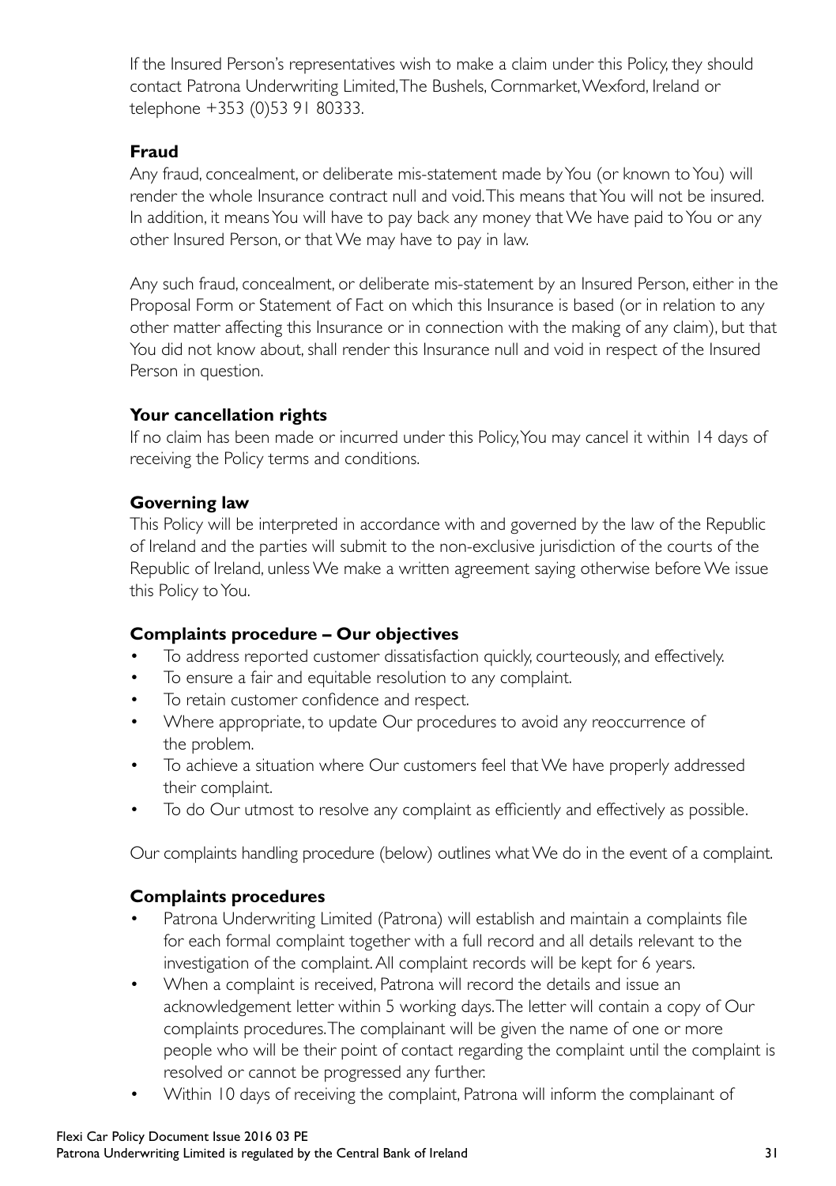If the Insured Person's representatives wish to make a claim under this Policy, they should contact Patrona Underwriting Limited, The Bushels, Cornmarket, Wexford, Ireland or telephone +353 (0)53 91 80333.

### Fraud

Any fraud, concealment, or deliberate mis-statement made by You (or known to You) will render the whole Insurance contract null and void. This means that You will not be insured. In addition, it means You will have to pay back any money that We have paid to You or any other Insured Person, or that We may have to pay in law.

Any such fraud, concealment, or deliberate mis-statement by an Insured Person, either in the Proposal Form or Statement of Fact on which this Insurance is based (or in relation to any other matter affecting this Insurance or in connection with the making of any claim), but that You did not know about, shall render this Insurance null and void in respect of the Insured Person in question.

### Your cancellation rights

If no claim has been made or incurred under this Policy, You may cancel it within 14 days of receiving the Policy terms and conditions.

### Governing law

This Policy will be interpreted in accordance with and governed by the law of the Republic of Ireland and the parties will submit to the non-exclusive jurisdiction of the courts of the Republic of Ireland, unless We make a written agreement saying otherwise before We issue this Policy to You.

### Complaints procedure – Our objectives

- To address reported customer dissatisfaction quickly, courteously, and effectively.
- To ensure a fair and equitable resolution to any complaint.
- To retain customer confidence and respect.
- Where appropriate, to update Our procedures to avoid any reoccurrence of the problem.
- To achieve a situation where Our customers feel that We have properly addressed their complaint.
- To do Our utmost to resolve any complaint as efficiently and effectively as possible.

Our complaints handling procedure (below) outlines what We do in the event of a complaint.

### Complaints procedures

- Patrona Underwriting Limited (Patrona) will establish and maintain a complaints file for each formal complaint together with a full record and all details relevant to the investigation of the complaint. All complaint records will be kept for 6 years.
- When a complaint is received, Patrona will record the details and issue an acknowledgement letter within 5 working days. The letter will contain a copy of Our complaints procedures. The complainant will be given the name of one or more people who will be their point of contact regarding the complaint until the complaint is resolved or cannot be progressed any further.
- Within 10 days of receiving the complaint, Patrona will inform the complainant of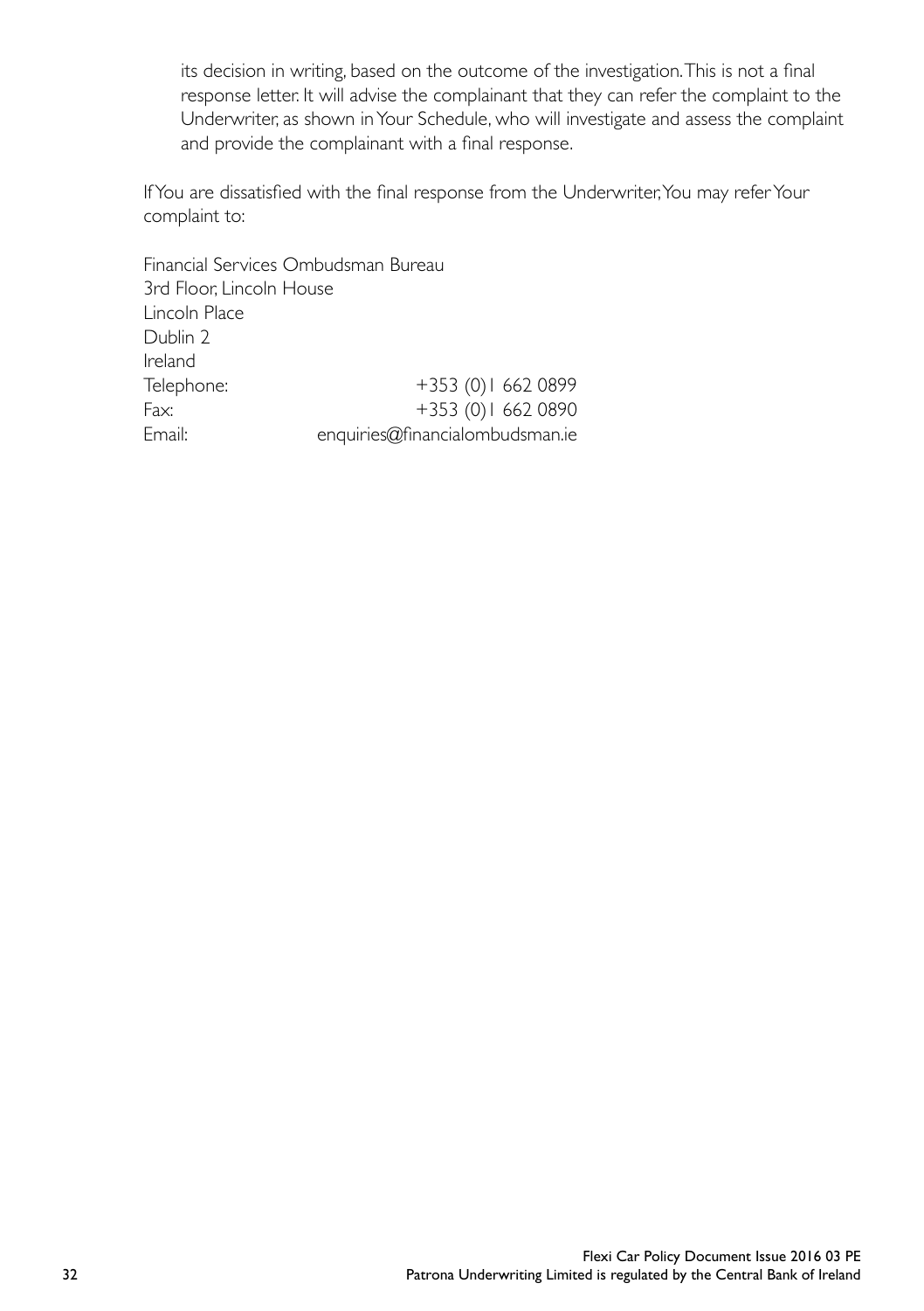its decision in writing, based on the outcome of the investigation. This is not a final response letter. It will advise the complainant that they can refer the complaint to the Underwriter, as shown in Your Schedule, who will investigate and assess the complaint and provide the complainant with a final response.

If You are dissatisfied with the final response from the Underwriter, You may refer Your complaint to:

Financial Services Ombudsman Bureau
3rd Floor, Lincoln House
Lincoln Place
Dublin 2
Ireland

| | |
|---|---|
| Telephone: | +353 (0)1 662 0899 |
| Fax: | +353 (0)1 662 0890 |
| Email: | enquiries@financialombudsman.ie |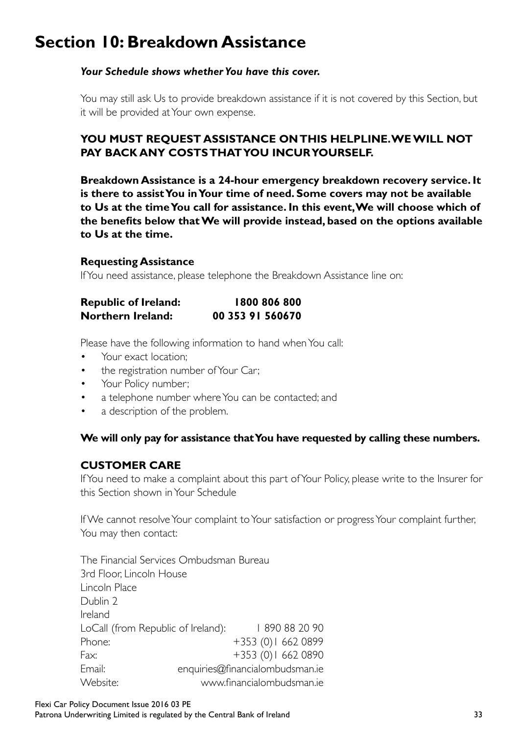# Section 10: Breakdown Assistance

***Your Schedule shows whether You have this cover.***

You may still ask Us to provide breakdown assistance if it is not covered by this Section, but it will be provided at Your own expense.

**YOU MUST REQUEST ASSISTANCE ON THIS HELPLINE. WE WILL NOT PAY BACK ANY COSTS THAT YOU INCUR YOURSELF.**

**Breakdown Assistance is a 24-hour emergency breakdown recovery service. It is there to assist You in Your time of need. Some covers may not be available to Us at the time You call for assistance. In this event, We will choose which of the benefits below that We will provide instead, based on the options available to Us at the time.**

**Requesting Assistance**

If You need assistance, please telephone the Breakdown Assistance line on:

**Republic of Ireland: 1800 806 800**
**Northern Ireland: 00 353 91 560670**

Please have the following information to hand when You call:

- Your exact location;
- the registration number of Your Car;
- Your Policy number;
- a telephone number where You can be contacted; and
- a description of the problem.

**We will only pay for assistance that You have requested by calling these numbers.**

**CUSTOMER CARE**

If You need to make a complaint about this part of Your Policy, please write to the Insurer for this Section shown in Your Schedule

If We cannot resolve Your complaint to Your satisfaction or progress Your complaint further, You may then contact:

The Financial Services Ombudsman Bureau
3rd Floor, Lincoln House
Lincoln Place
Dublin 2
Ireland

| | |
|---|---|
| LoCall (from Republic of Ireland): | 1 890 88 20 90 |
| Phone: | +353 (0)1 662 0899 |
| Fax: | +353 (0)1 662 0890 |
| Email: | enquiries@financialombudsman.ie |
| Website: | www.financialombudsman.ie |

Flexi Car Policy Document Issue 2016 03 PE
Patrona Underwriting Limited is regulated by the Central Bank of Ireland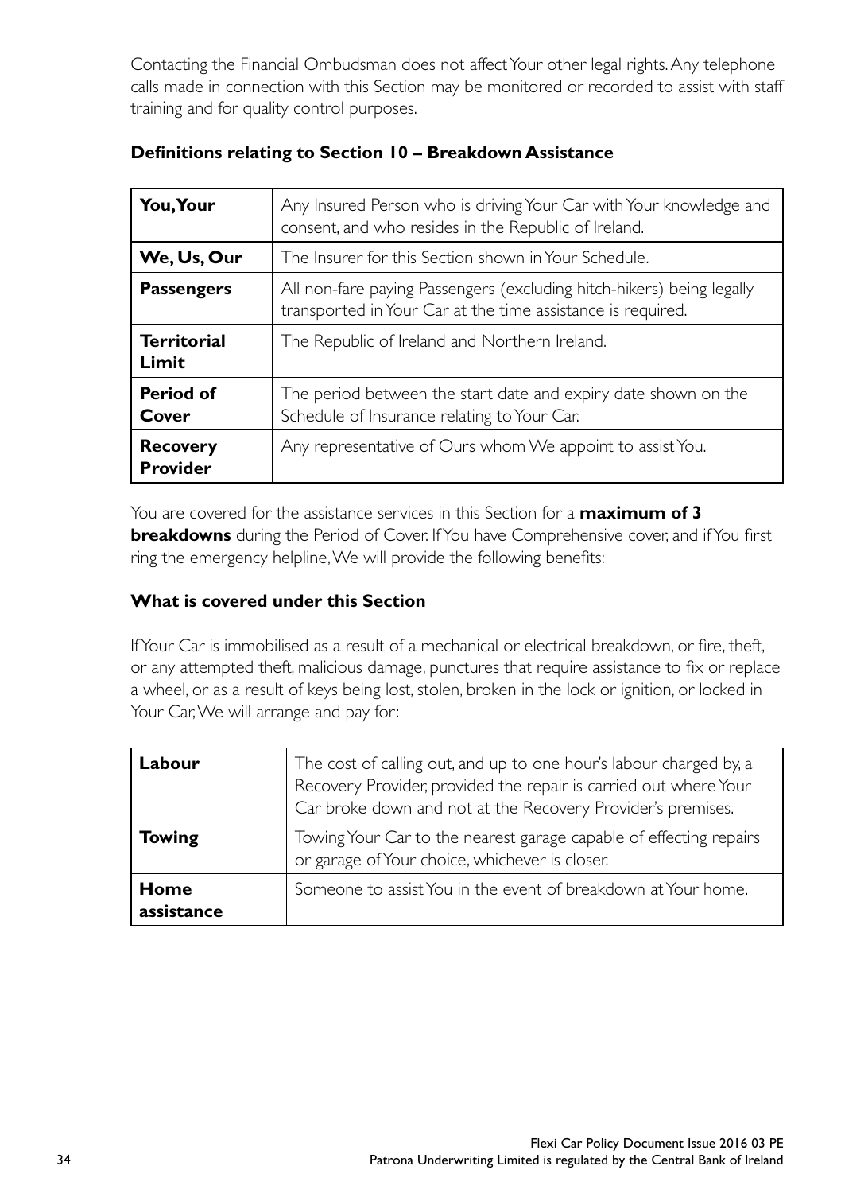Contacting the Financial Ombudsman does not affect Your other legal rights. Any telephone calls made in connection with this Section may be monitored or recorded to assist with staff training and for quality control purposes.

### Definitions relating to Section 10 – Breakdown Assistance

| | |
|---|---|
| **You, Your** | Any Insured Person who is driving Your Car with Your knowledge and consent, and who resides in the Republic of Ireland. |
| **We, Us, Our** | The Insurer for this Section shown in Your Schedule. |
| **Passengers** | All non-fare paying Passengers (excluding hitch-hikers) being legally transported in Your Car at the time assistance is required. |
| **Territorial Limit** | The Republic of Ireland and Northern Ireland. |
| **Period of Cover** | The period between the start date and expiry date shown on the Schedule of Insurance relating to Your Car. |
| **Recovery Provider** | Any representative of Ours whom We appoint to assist You. |

You are covered for the assistance services in this Section for a **maximum of 3 breakdowns** during the Period of Cover. If You have Comprehensive cover, and if You first ring the emergency helpline, We will provide the following benefits:

### What is covered under this Section

If Your Car is immobilised as a result of a mechanical or electrical breakdown, or fire, theft, or any attempted theft, malicious damage, punctures that require assistance to fix or replace a wheel, or as a result of keys being lost, stolen, broken in the lock or ignition, or locked in Your Car, We will arrange and pay for:

| | |
|---|---|
| **Labour** | The cost of calling out, and up to one hour's labour charged by, a Recovery Provider, provided the repair is carried out where Your Car broke down and not at the Recovery Provider's premises. |
| **Towing** | Towing Your Car to the nearest garage capable of effecting repairs or garage of Your choice, whichever is closer. |
| **Home assistance** | Someone to assist You in the event of breakdown at Your home. |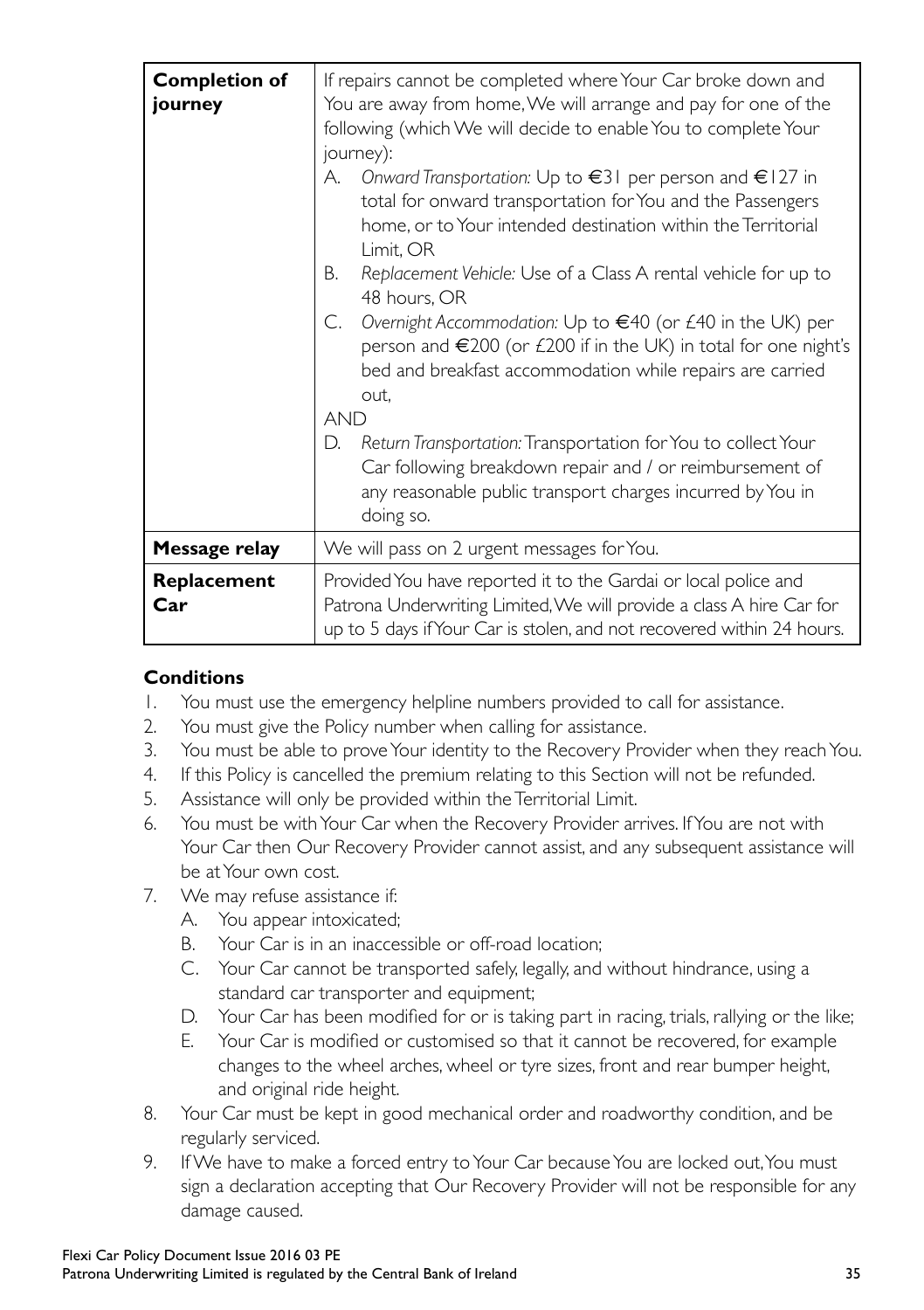| | |
|---|---|
| **Completion of journey** | If repairs cannot be completed where Your Car broke down and You are away from home, We will arrange and pay for one of the following (which We will decide to enable You to complete Your journey):<br>A. *Onward Transportation:* Up to €31 per person and €127 in total for onward transportation for You and the Passengers home, or to Your intended destination within the Territorial Limit, OR<br>B. *Replacement Vehicle:* Use of a Class A rental vehicle for up to 48 hours, OR<br>C. *Overnight Accommodation:* Up to €40 (or £40 in the UK) per person and €200 (or £200 if in the UK) in total for one night's bed and breakfast accommodation while repairs are carried out,<br>AND<br>D. *Return Transportation:* Transportation for You to collect Your Car following breakdown repair and / or reimbursement of any reasonable public transport charges incurred by You in doing so. |
| **Message relay** | We will pass on 2 urgent messages for You. |
| **Replacement Car** | Provided You have reported it to the Gardai or local police and Patrona Underwriting Limited, We will provide a class A hire Car for up to 5 days if Your Car is stolen, and not recovered within 24 hours. |

### Conditions

1. You must use the emergency helpline numbers provided to call for assistance.
2. You must give the Policy number when calling for assistance.
3. You must be able to prove Your identity to the Recovery Provider when they reach You.
4. If this Policy is cancelled the premium relating to this Section will not be refunded.
5. Assistance will only be provided within the Territorial Limit.
6. You must be with Your Car when the Recovery Provider arrives. If You are not with Your Car then Our Recovery Provider cannot assist, and any subsequent assistance will be at Your own cost.
7. We may refuse assistance if:
   A. You appear intoxicated;
   B. Your Car is in an inaccessible or off-road location;
   C. Your Car cannot be transported safely, legally, and without hindrance, using a standard car transporter and equipment;
   D. Your Car has been modified for or is taking part in racing, trials, rallying or the like;
   E. Your Car is modified or customised so that it cannot be recovered, for example changes to the wheel arches, wheel or tyre sizes, front and rear bumper height, and original ride height.
8. Your Car must be kept in good mechanical order and roadworthy condition, and be regularly serviced.
9. If We have to make a forced entry to Your Car because You are locked out, You must sign a declaration accepting that Our Recovery Provider will not be responsible for any damage caused.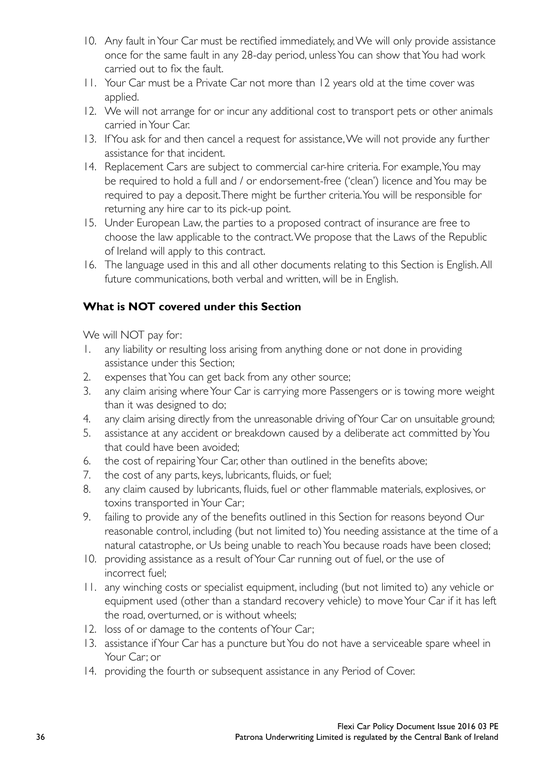10. Any fault in Your Car must be rectified immediately, and We will only provide assistance once for the same fault in any 28-day period, unless You can show that You had work carried out to fix the fault.
11. Your Car must be a Private Car not more than 12 years old at the time cover was applied.
12. We will not arrange for or incur any additional cost to transport pets or other animals carried in Your Car.
13. If You ask for and then cancel a request for assistance, We will not provide any further assistance for that incident.
14. Replacement Cars are subject to commercial car-hire criteria. For example, You may be required to hold a full and / or endorsement-free ('clean') licence and You may be required to pay a deposit. There might be further criteria. You will be responsible for returning any hire car to its pick-up point.
15. Under European Law, the parties to a proposed contract of insurance are free to choose the law applicable to the contract. We propose that the Laws of the Republic of Ireland will apply to this contract.
16. The language used in this and all other documents relating to this Section is English. All future communications, both verbal and written, will be in English.

**What is NOT covered under this Section**

We will NOT pay for:

1. any liability or resulting loss arising from anything done or not done in providing assistance under this Section;
2. expenses that You can get back from any other source;
3. any claim arising where Your Car is carrying more Passengers or is towing more weight than it was designed to do;
4. any claim arising directly from the unreasonable driving of Your Car on unsuitable ground;
5. assistance at any accident or breakdown caused by a deliberate act committed by You that could have been avoided;
6. the cost of repairing Your Car, other than outlined in the benefits above;
7. the cost of any parts, keys, lubricants, fluids, or fuel;
8. any claim caused by lubricants, fluids, fuel or other flammable materials, explosives, or toxins transported in Your Car;
9. failing to provide any of the benefits outlined in this Section for reasons beyond Our reasonable control, including (but not limited to) You needing assistance at the time of a natural catastrophe, or Us being unable to reach You because roads have been closed;
10. providing assistance as a result of Your Car running out of fuel, or the use of incorrect fuel;
11. any winching costs or specialist equipment, including (but not limited to) any vehicle or equipment used (other than a standard recovery vehicle) to move Your Car if it has left the road, overturned, or is without wheels;
12. loss of or damage to the contents of Your Car;
13. assistance if Your Car has a puncture but You do not have a serviceable spare wheel in Your Car; or
14. providing the fourth or subsequent assistance in any Period of Cover.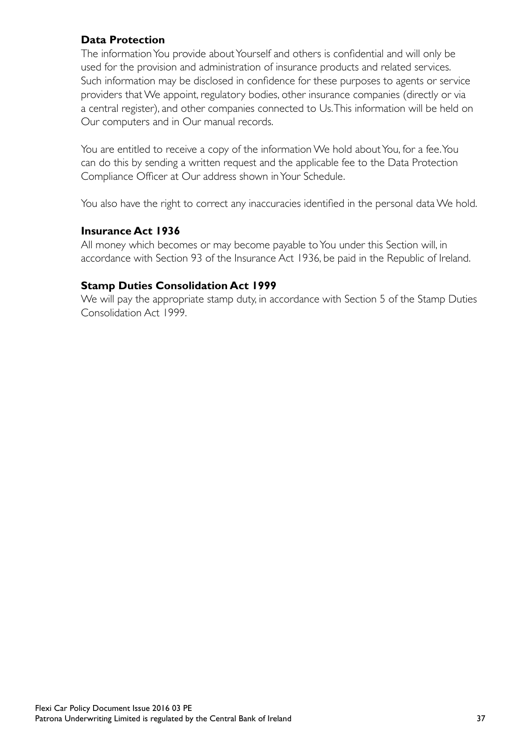### Data Protection

The information You provide about Yourself and others is confidential and will only be used for the provision and administration of insurance products and related services. Such information may be disclosed in confidence for these purposes to agents or service providers that We appoint, regulatory bodies, other insurance companies (directly or via a central register), and other companies connected to Us. This information will be held on Our computers and in Our manual records.

You are entitled to receive a copy of the information We hold about You, for a fee. You can do this by sending a written request and the applicable fee to the Data Protection Compliance Officer at Our address shown in Your Schedule.

You also have the right to correct any inaccuracies identified in the personal data We hold.

### Insurance Act 1936

All money which becomes or may become payable to You under this Section will, in accordance with Section 93 of the Insurance Act 1936, be paid in the Republic of Ireland.

### Stamp Duties Consolidation Act 1999

We will pay the appropriate stamp duty, in accordance with Section 5 of the Stamp Duties Consolidation Act 1999.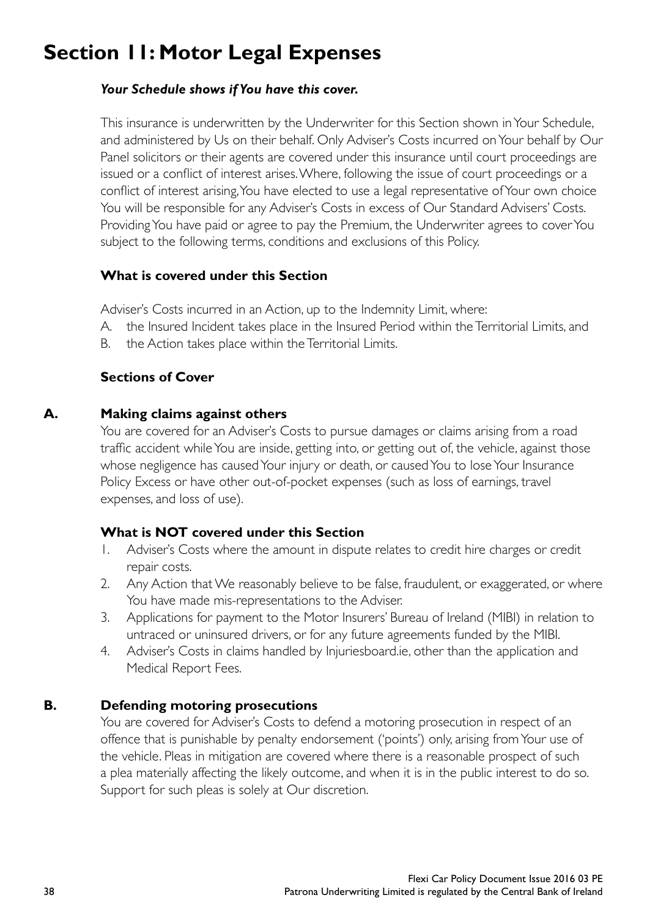# Section 11: Motor Legal Expenses

***Your Schedule shows if You have this cover.***

This insurance is underwritten by the Underwriter for this Section shown in Your Schedule, and administered by Us on their behalf. Only Adviser's Costs incurred on Your behalf by Our Panel solicitors or their agents are covered under this insurance until court proceedings are issued or a conflict of interest arises. Where, following the issue of court proceedings or a conflict of interest arising, You have elected to use a legal representative of Your own choice You will be responsible for any Adviser's Costs in excess of Our Standard Advisers' Costs. Providing You have paid or agree to pay the Premium, the Underwriter agrees to cover You subject to the following terms, conditions and exclusions of this Policy.

### What is covered under this Section

Adviser's Costs incurred in an Action, up to the Indemnity Limit, where:

A. the Insured Incident takes place in the Insured Period within the Territorial Limits, and
B. the Action takes place within the Territorial Limits.

### Sections of Cover

### A. Making claims against others

You are covered for an Adviser's Costs to pursue damages or claims arising from a road traffic accident while You are inside, getting into, or getting out of, the vehicle, against those whose negligence has caused Your injury or death, or caused You to lose Your Insurance Policy Excess or have other out-of-pocket expenses (such as loss of earnings, travel expenses, and loss of use).

### What is NOT covered under this Section

1. Adviser's Costs where the amount in dispute relates to credit hire charges or credit repair costs.
2. Any Action that We reasonably believe to be false, fraudulent, or exaggerated, or where You have made mis-representations to the Adviser.
3. Applications for payment to the Motor Insurers' Bureau of Ireland (MIBI) in relation to untraced or uninsured drivers, or for any future agreements funded by the MIBI.
4. Adviser's Costs in claims handled by Injuriesboard.ie, other than the application and Medical Report Fees.

### B. Defending motoring prosecutions

You are covered for Adviser's Costs to defend a motoring prosecution in respect of an offence that is punishable by penalty endorsement ('points') only, arising from Your use of the vehicle. Pleas in mitigation are covered where there is a reasonable prospect of such a plea materially affecting the likely outcome, and when it is in the public interest to do so. Support for such pleas is solely at Our discretion.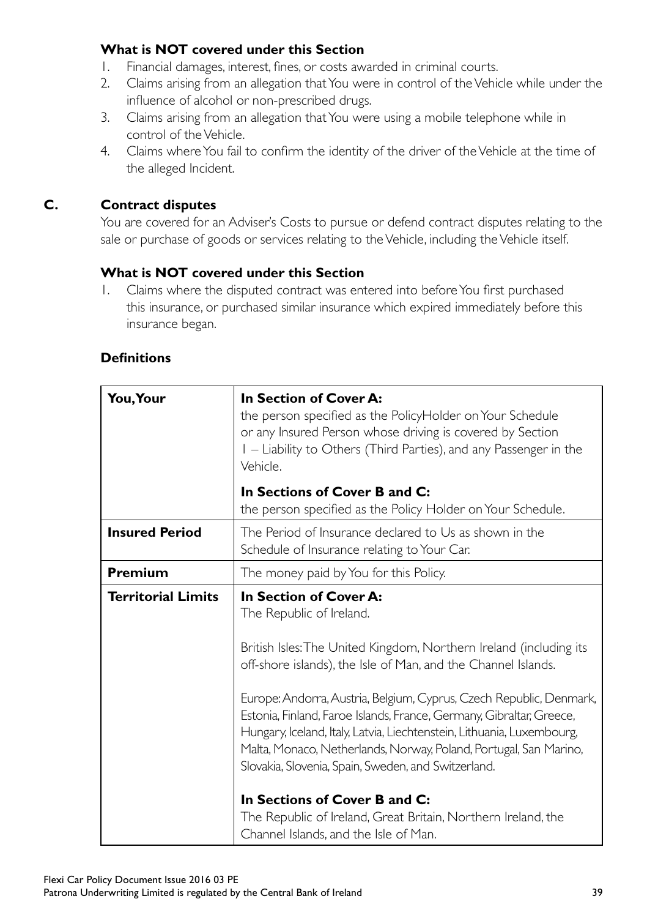**What is NOT covered under this Section**

1. Financial damages, interest, fines, or costs awarded in criminal courts.
2. Claims arising from an allegation that You were in control of the Vehicle while under the influence of alcohol or non-prescribed drugs.
3. Claims arising from an allegation that You were using a mobile telephone while in control of the Vehicle.
4. Claims where You fail to confirm the identity of the driver of the Vehicle at the time of the alleged Incident.

## C. Contract disputes

You are covered for an Adviser's Costs to pursue or defend contract disputes relating to the sale or purchase of goods or services relating to the Vehicle, including the Vehicle itself.

**What is NOT covered under this Section**

1. Claims where the disputed contract was entered into before You first purchased this insurance, or purchased similar insurance which expired immediately before this insurance began.

**Definitions**

| | |
|---|---|
| **You, Your** | **In Section of Cover A:** the person specified as the PolicyHolder on Your Schedule or any Insured Person whose driving is covered by Section 1 – Liability to Others (Third Parties), and any Passenger in the Vehicle. <br><br> **In Sections of Cover B and C:** the person specified as the Policy Holder on Your Schedule. |
| **Insured Period** | The Period of Insurance declared to Us as shown in the Schedule of Insurance relating to Your Car. |
| **Premium** | The money paid by You for this Policy. |
| **Territorial Limits** | **In Section of Cover A:** The Republic of Ireland. <br><br> British Isles: The United Kingdom, Northern Ireland (including its off-shore islands), the Isle of Man, and the Channel Islands. <br><br> Europe: Andorra, Austria, Belgium, Cyprus, Czech Republic, Denmark, Estonia, Finland, Faroe Islands, France, Germany, Gibraltar, Greece, Hungary, Iceland, Italy, Latvia, Liechtenstein, Lithuania, Luxembourg, Malta, Monaco, Netherlands, Norway, Poland, Portugal, San Marino, Slovakia, Slovenia, Spain, Sweden, and Switzerland. <br><br> **In Sections of Cover B and C:** The Republic of Ireland, Great Britain, Northern Ireland, the Channel Islands, and the Isle of Man. |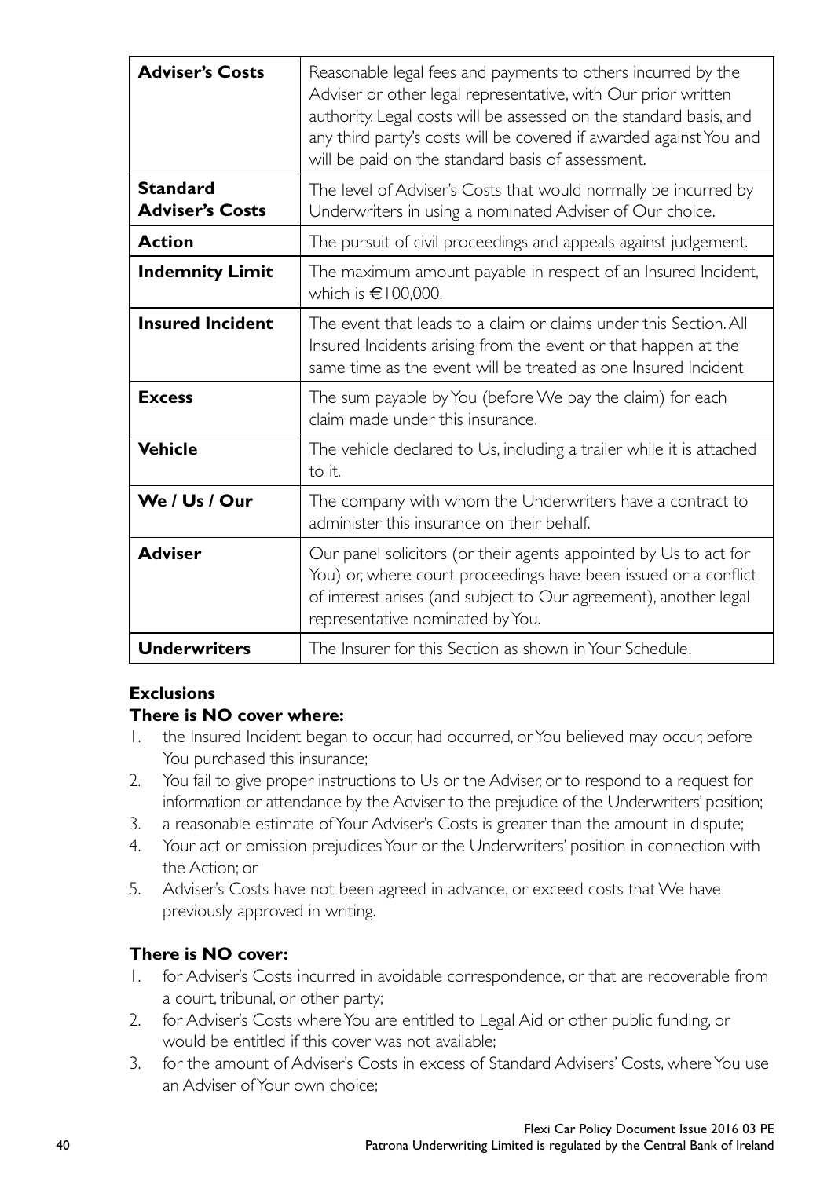| | |
|---|---|
| **Adviser's Costs** | Reasonable legal fees and payments to others incurred by the Adviser or other legal representative, with Our prior written authority. Legal costs will be assessed on the standard basis, and any third party's costs will be covered if awarded against You and will be paid on the standard basis of assessment. |
| **Standard Adviser's Costs** | The level of Adviser's Costs that would normally be incurred by Underwriters in using a nominated Adviser of Our choice. |
| **Action** | The pursuit of civil proceedings and appeals against judgement. |
| **Indemnity Limit** | The maximum amount payable in respect of an Insured Incident, which is €100,000. |
| **Insured Incident** | The event that leads to a claim or claims under this Section. All Insured Incidents arising from the event or that happen at the same time as the event will be treated as one Insured Incident |
| **Excess** | The sum payable by You (before We pay the claim) for each claim made under this insurance. |
| **Vehicle** | The vehicle declared to Us, including a trailer while it is attached to it. |
| **We / Us / Our** | The company with whom the Underwriters have a contract to administer this insurance on their behalf. |
| **Adviser** | Our panel solicitors (or their agents appointed by Us to act for You) or, where court proceedings have been issued or a conflict of interest arises (and subject to Our agreement), another legal representative nominated by You. |
| **Underwriters** | The Insurer for this Section as shown in Your Schedule. |

**Exclusions**

**There is NO cover where:**

1. the Insured Incident began to occur, had occurred, or You believed may occur, before You purchased this insurance;
2. You fail to give proper instructions to Us or the Adviser, or to respond to a request for information or attendance by the Adviser to the prejudice of the Underwriters' position;
3. a reasonable estimate of Your Adviser's Costs is greater than the amount in dispute;
4. Your act or omission prejudices Your or the Underwriters' position in connection with the Action; or
5. Adviser's Costs have not been agreed in advance, or exceed costs that We have previously approved in writing.

**There is NO cover:**

1. for Adviser's Costs incurred in avoidable correspondence, or that are recoverable from a court, tribunal, or other party;
2. for Adviser's Costs where You are entitled to Legal Aid or other public funding, or would be entitled if this cover was not available;
3. for the amount of Adviser's Costs in excess of Standard Advisers' Costs, where You use an Adviser of Your own choice;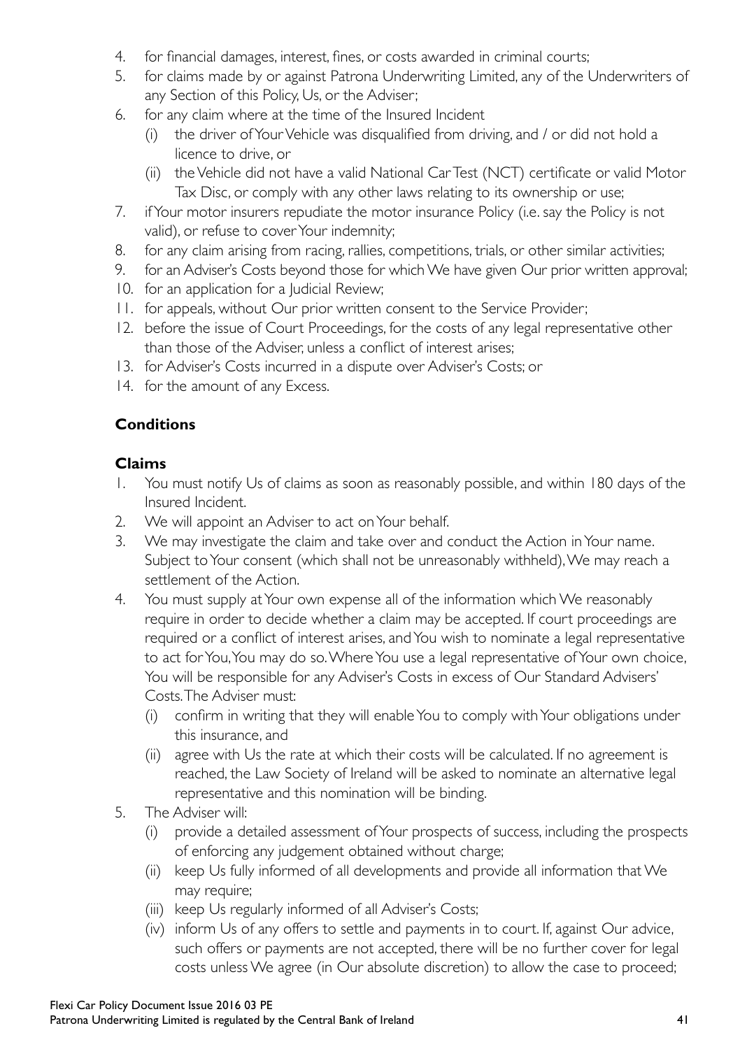4. for financial damages, interest, fines, or costs awarded in criminal courts;
5. for claims made by or against Patrona Underwriting Limited, any of the Underwriters of any Section of this Policy, Us, or the Adviser;
6. for any claim where at the time of the Insured Incident
   (i) the driver of Your Vehicle was disqualified from driving, and / or did not hold a licence to drive, or
   (ii) the Vehicle did not have a valid National Car Test (NCT) certificate or valid Motor Tax Disc, or comply with any other laws relating to its ownership or use;
7. if Your motor insurers repudiate the motor insurance Policy (i.e. say the Policy is not valid), or refuse to cover Your indemnity;
8. for any claim arising from racing, rallies, competitions, trials, or other similar activities;
9. for an Adviser's Costs beyond those for which We have given Our prior written approval;
10. for an application for a Judicial Review;
11. for appeals, without Our prior written consent to the Service Provider;
12. before the issue of Court Proceedings, for the costs of any legal representative other than those of the Adviser, unless a conflict of interest arises;
13. for Adviser's Costs incurred in a dispute over Adviser's Costs; or
14. for the amount of any Excess.

**Conditions**

**Claims**

1. You must notify Us of claims as soon as reasonably possible, and within 180 days of the Insured Incident.
2. We will appoint an Adviser to act on Your behalf.
3. We may investigate the claim and take over and conduct the Action in Your name. Subject to Your consent (which shall not be unreasonably withheld), We may reach a settlement of the Action.
4. You must supply at Your own expense all of the information which We reasonably require in order to decide whether a claim may be accepted. If court proceedings are required or a conflict of interest arises, and You wish to nominate a legal representative to act for You, You may do so. Where You use a legal representative of Your own choice, You will be responsible for any Adviser's Costs in excess of Our Standard Advisers' Costs. The Adviser must:
   (i) confirm in writing that they will enable You to comply with Your obligations under this insurance, and
   (ii) agree with Us the rate at which their costs will be calculated. If no agreement is reached, the Law Society of Ireland will be asked to nominate an alternative legal representative and this nomination will be binding.
5. The Adviser will:
   (i) provide a detailed assessment of Your prospects of success, including the prospects of enforcing any judgement obtained without charge;
   (ii) keep Us fully informed of all developments and provide all information that We may require;
   (iii) keep Us regularly informed of all Adviser's Costs;
   (iv) inform Us of any offers to settle and payments in to court. If, against Our advice, such offers or payments are not accepted, there will be no further cover for legal costs unless We agree (in Our absolute discretion) to allow the case to proceed;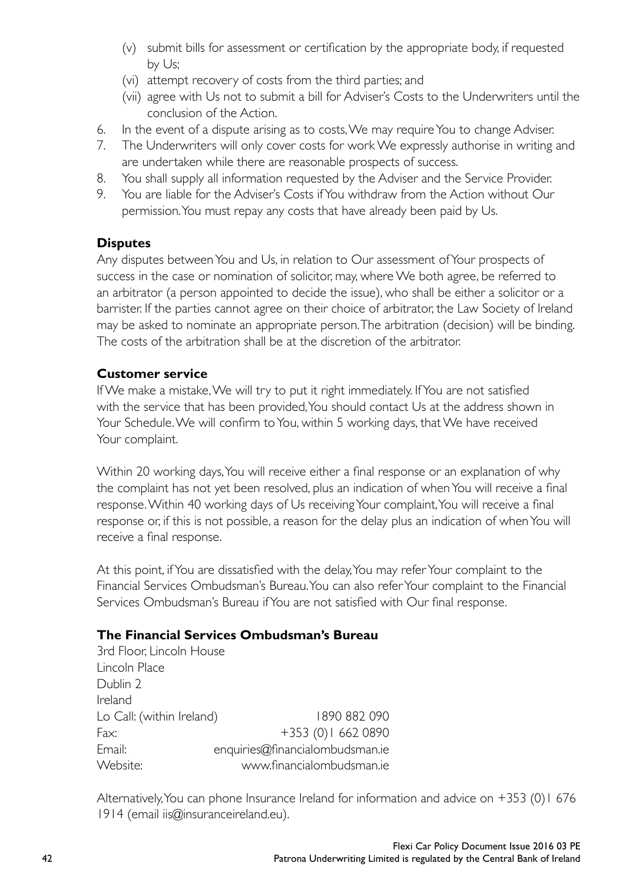(v) submit bills for assessment or certification by the appropriate body, if requested by Us;

(vi) attempt recovery of costs from the third parties; and

(vii) agree with Us not to submit a bill for Adviser's Costs to the Underwriters until the conclusion of the Action.

6. In the event of a dispute arising as to costs, We may require You to change Adviser.
7. The Underwriters will only cover costs for work We expressly authorise in writing and are undertaken while there are reasonable prospects of success.
8. You shall supply all information requested by the Adviser and the Service Provider.
9. You are liable for the Adviser's Costs if You withdraw from the Action without Our permission. You must repay any costs that have already been paid by Us.

**Disputes**

Any disputes between You and Us, in relation to Our assessment of Your prospects of success in the case or nomination of solicitor, may, where We both agree, be referred to an arbitrator (a person appointed to decide the issue), who shall be either a solicitor or a barrister. If the parties cannot agree on their choice of arbitrator, the Law Society of Ireland may be asked to nominate an appropriate person. The arbitration (decision) will be binding. The costs of the arbitration shall be at the discretion of the arbitrator.

**Customer service**

If We make a mistake, We will try to put it right immediately. If You are not satisfied with the service that has been provided, You should contact Us at the address shown in Your Schedule. We will confirm to You, within 5 working days, that We have received Your complaint.

Within 20 working days, You will receive either a final response or an explanation of why the complaint has not yet been resolved, plus an indication of when You will receive a final response. Within 40 working days of Us receiving Your complaint, You will receive a final response or, if this is not possible, a reason for the delay plus an indication of when You will receive a final response.

At this point, if You are dissatisfied with the delay, You may refer Your complaint to the Financial Services Ombudsman's Bureau. You can also refer Your complaint to the Financial Services Ombudsman's Bureau if You are not satisfied with Our final response.

**The Financial Services Ombudsman's Bureau**

3rd Floor, Lincoln House
Lincoln Place
Dublin 2
Ireland

| | |
|---|---|
| Lo Call: (within Ireland) | 1890 882 090 |
| Fax: | +353 (0)1 662 0890 |
| Email: | enquiries@financialombudsman.ie |
| Website: | www.financialombudsman.ie |

Alternatively, You can phone Insurance Ireland for information and advice on +353 (0)1 676 1914 (email iis@insuranceireland.eu).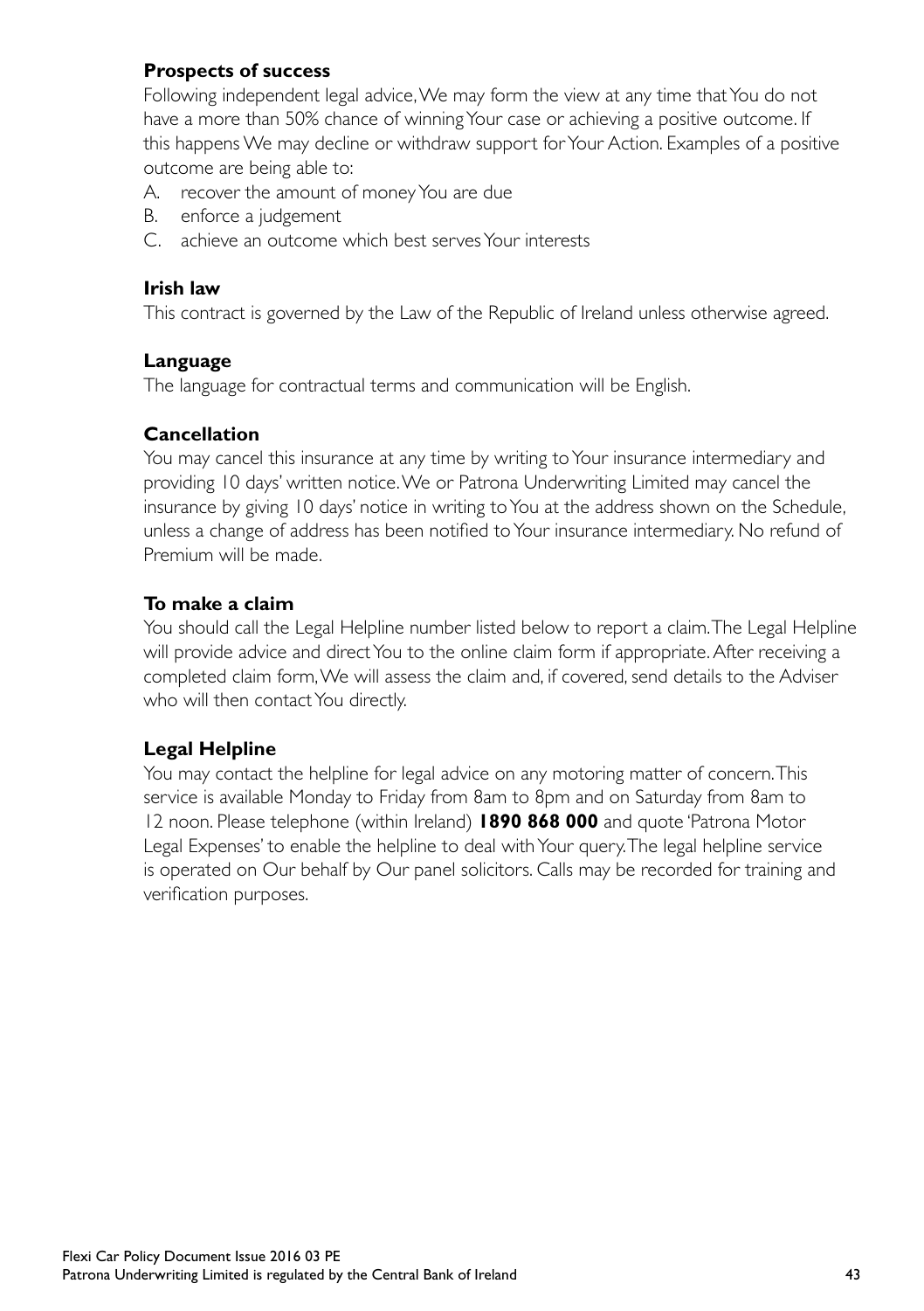### Prospects of success

Following independent legal advice, We may form the view at any time that You do not have a more than 50% chance of winning Your case or achieving a positive outcome. If this happens We may decline or withdraw support for Your Action. Examples of a positive outcome are being able to:

A. recover the amount of money You are due
B. enforce a judgement
C. achieve an outcome which best serves Your interests

### Irish law

This contract is governed by the Law of the Republic of Ireland unless otherwise agreed.

### Language

The language for contractual terms and communication will be English.

### Cancellation

You may cancel this insurance at any time by writing to Your insurance intermediary and providing 10 days' written notice. We or Patrona Underwriting Limited may cancel the insurance by giving 10 days' notice in writing to You at the address shown on the Schedule, unless a change of address has been notified to Your insurance intermediary. No refund of Premium will be made.

### To make a claim

You should call the Legal Helpline number listed below to report a claim. The Legal Helpline will provide advice and direct You to the online claim form if appropriate. After receiving a completed claim form, We will assess the claim and, if covered, send details to the Adviser who will then contact You directly.

### Legal Helpline

You may contact the helpline for legal advice on any motoring matter of concern. This service is available Monday to Friday from 8am to 8pm and on Saturday from 8am to 12 noon. Please telephone (within Ireland) **1890 868 000** and quote 'Patrona Motor Legal Expenses' to enable the helpline to deal with Your query. The legal helpline service is operated on Our behalf by Our panel solicitors. Calls may be recorded for training and verification purposes.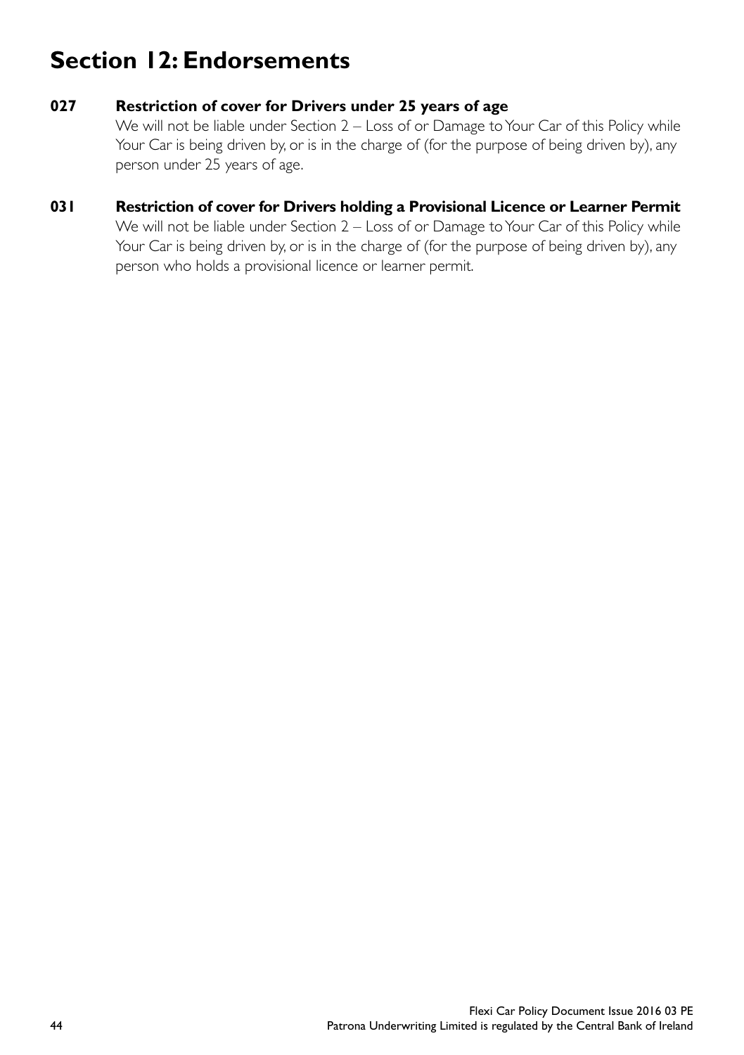# Section 12: Endorsements

### 027 Restriction of cover for Drivers under 25 years of age

We will not be liable under Section 2 – Loss of or Damage to Your Car of this Policy while Your Car is being driven by, or is in the charge of (for the purpose of being driven by), any person under 25 years of age.

### 031 Restriction of cover for Drivers holding a Provisional Licence or Learner Permit

We will not be liable under Section 2 – Loss of or Damage to Your Car of this Policy while Your Car is being driven by, or is in the charge of (for the purpose of being driven by), any person who holds a provisional licence or learner permit.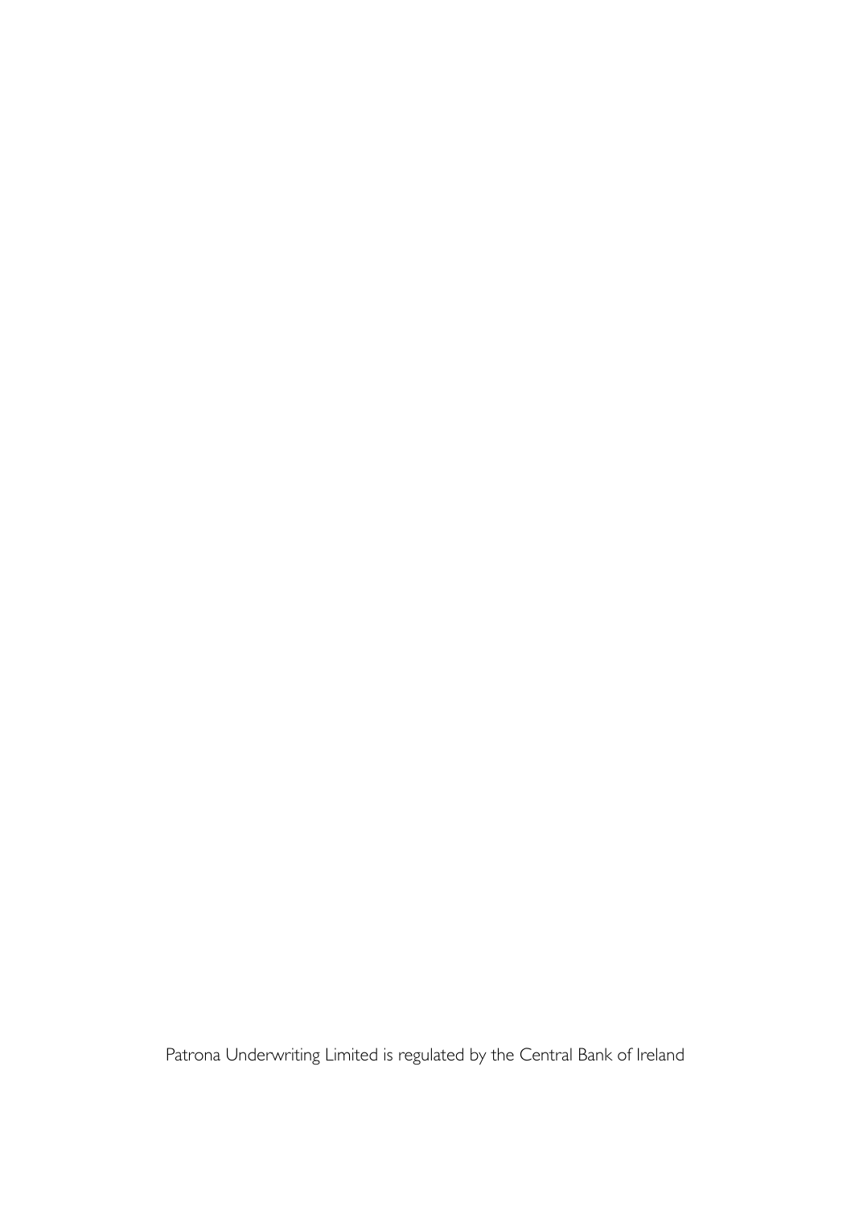Patrona Underwriting Limited is regulated by the Central Bank of Ireland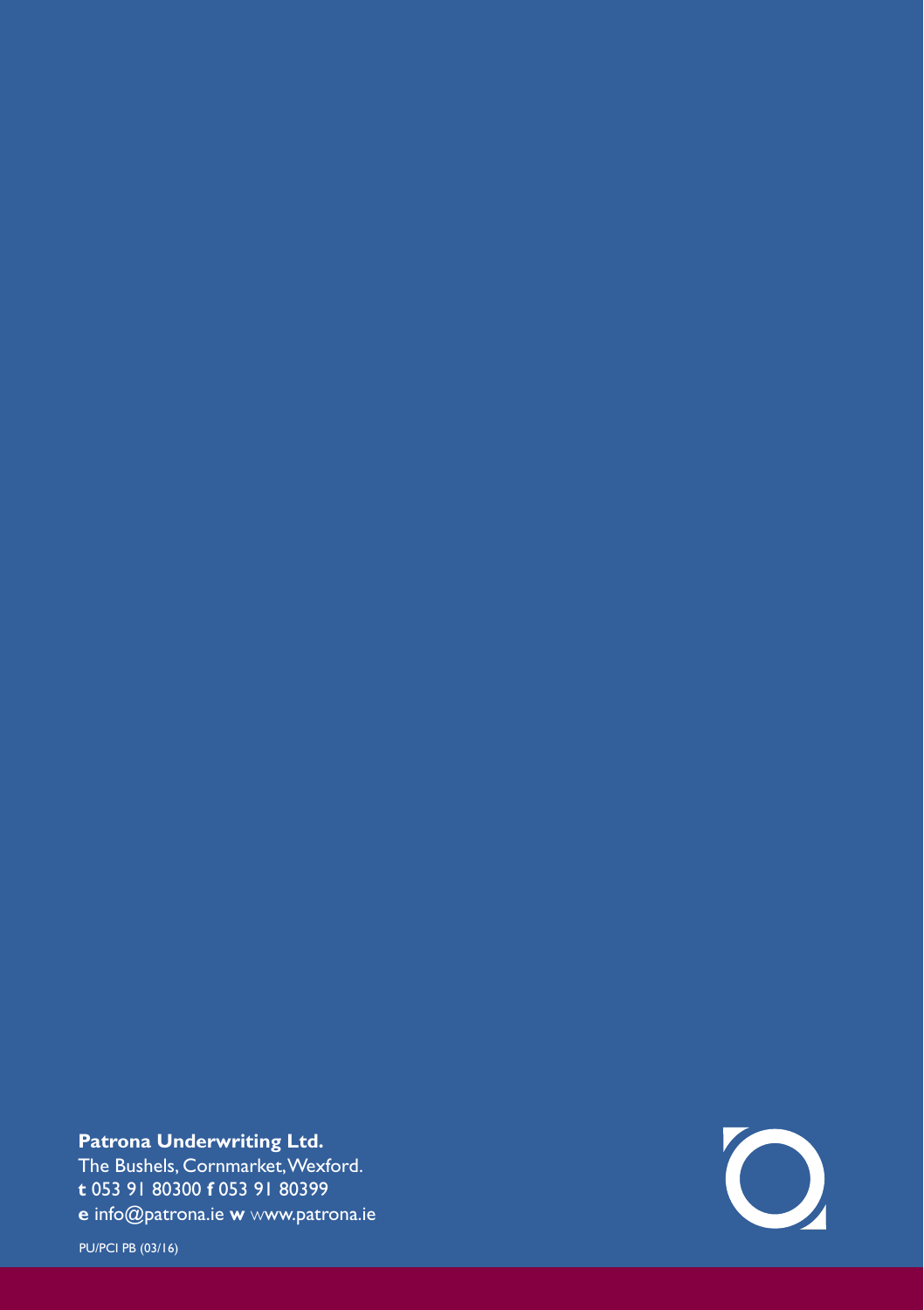**Patrona Underwriting Ltd.**
The Bushels, Cornmarket, Wexford.
**t** 053 91 80300 **f** 053 91 80399
**e** info@patrona.ie **w** www.patrona.ie

PU/PCI PB (03/16)